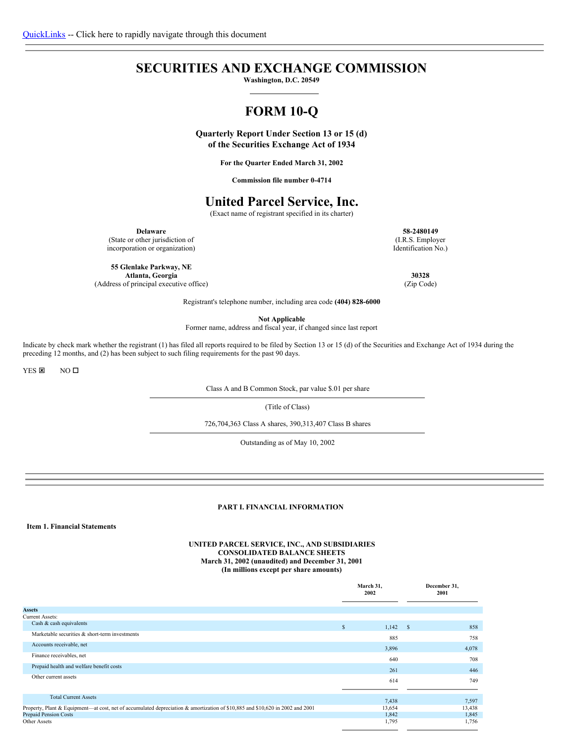QuickLinks -- Click here to rapidly navigate through this document

# SECURITIES AND EXCHANGE COMMISSION

**Washington, D.C. 20549**

# FORM 10-Q

**Quarterly Report Under Section 13 or 15 (d) of the Securities Exchange Act of 1934**

**For the Quarter Ended March 31, 2002**

**Commission file number 0-4714**

# United Parcel Service, Inc.

(Exact name of registrant specified in its charter)

| | |
|---|---|
| **Delaware**<br>(State or other jurisdiction of incorporation or organization) | **58-2480149**<br>(I.R.S. Employer Identification No.) |
| **55 Glenlake Parkway, NE**<br>**Atlanta, Georgia**<br>(Address of principal executive office) | **30328**<br>(Zip Code) |

Registrant's telephone number, including area code **(404) 828-6000**

**Not Applicable**
Former name, address and fiscal year, if changed since last report

Indicate by check mark whether the registrant (1) has filed all reports required to be filed by Section 13 or 15 (d) of the Securities and Exchange Act of 1934 during the preceding 12 months, and (2) has been subject to such filing requirements for the past 90 days.

YES ☒ NO ☐

Class A and B Common Stock, par value $.01 per share

(Title of Class)

726,704,363 Class A shares, 390,313,407 Class B shares

Outstanding as of May 10, 2002

## PART I. FINANCIAL INFORMATION

### Item 1. Financial Statements

**UNITED PARCEL SERVICE, INC., AND SUBSIDIARIES**
**CONSOLIDATED BALANCE SHEETS**
**March 31, 2002 (unaudited) and December 31, 2001**
**(In millions except per share amounts)**

| | March 31, 2002 | December 31, 2001 |
|---|---|---|
| **Assets** | | |
| Current Assets: | | |
| Cash & cash equivalents | $ 1,142 | $ 858 |
| Marketable securities & short-term investments | 885 | 758 |
| Accounts receivable, net | 3,896 | 4,078 |
| Finance receivables, net | 640 | 708 |
| Prepaid health and welfare benefit costs | 261 | 446 |
| Other current assets | 614 | 749 |
| Total Current Assets | 7,438 | 7,597 |
| Property, Plant & Equipment—at cost, net of accumulated depreciation & amortization of $10,885 and $10,620 in 2002 and 2001 | 13,654 | 13,438 |
| Prepaid Pension Costs | 1,842 | 1,845 |
| Other Assets | 1,795 | 1,756 |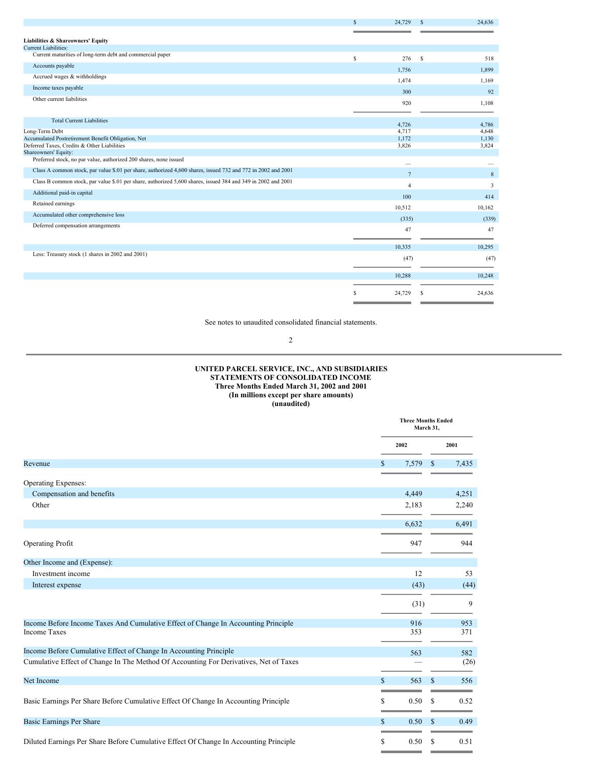| | | |
|---|---|---|
| | $ 24,729 | $ 24,636 |
| **Liabilities & Shareowners' Equity** | | |
| Current Liabilities: | | |
| Current maturities of long-term debt and commercial paper | $ 276 | $ 518 |
| Accounts payable | 1,756 | 1,899 |
| Accrued wages & withholdings | 1,474 | 1,169 |
| Income taxes payable | 300 | 92 |
| Other current liabilities | 920 | 1,108 |
| Total Current Liabilities | 4,726 | 4,786 |
| Long-Term Debt | 4,717 | 4,648 |
| Accumulated Postretirement Benefit Obligation, Net | 1,172 | 1,130 |
| Deferred Taxes, Credits & Other Liabilities | 3,826 | 3,824 |
| Shareowners' Equity: | | |
| Preferred stock, no par value, authorized 200 shares, none issued | — | — |
| Class A common stock, par value $.01 per share, authorized 4,600 shares, issued 732 and 772 in 2002 and 2001 | 7 | 8 |
| Class B common stock, par value $.01 per share, authorized 5,600 shares, issued 384 and 349 in 2002 and 2001 | 4 | 3 |
| Additional paid-in capital | 100 | 414 |
| Retained earnings | 10,512 | 10,162 |
| Accumulated other comprehensive loss | (335) | (339) |
| Deferred compensation arrangements | 47 | 47 |
| | 10,335 | 10,295 |
| Less: Treasury stock (1 shares in 2002 and 2001) | (47) | (47) |
| | 10,288 | 10,248 |
| | $ 24,729 | $ 24,636 |

See notes to unaudited consolidated financial statements.

**UNITED PARCEL SERVICE, INC., AND SUBSIDIARIES**
**STATEMENTS OF CONSOLIDATED INCOME**
**Three Months Ended March 31, 2002 and 2001**
**(In millions except per share amounts)**
**(unaudited)**

| | Three Months Ended March 31, | |
|---|---|---|
| | **2002** | **2001** |
| Revenue | $ 7,579 | $ 7,435 |
| Operating Expenses: | | |
| Compensation and benefits | 4,449 | 4,251 |
| Other | 2,183 | 2,240 |
| | 6,632 | 6,491 |
| Operating Profit | 947 | 944 |
| Other Income and (Expense): | | |
| Investment income | 12 | 53 |
| Interest expense | (43) | (44) |
| | (31) | 9 |
| Income Before Income Taxes And Cumulative Effect of Change In Accounting Principle | 916 | 953 |
| Income Taxes | 353 | 371 |
| Income Before Cumulative Effect of Change In Accounting Principle | 563 | 582 |
| Cumulative Effect of Change In The Method Of Accounting For Derivatives, Net of Taxes | — | (26) |
| Net Income | $ 563 | $ 556 |
| Basic Earnings Per Share Before Cumulative Effect Of Change In Accounting Principle | $ 0.50 | $ 0.52 |
| Basic Earnings Per Share | $ 0.50 | $ 0.49 |
| Diluted Earnings Per Share Before Cumulative Effect Of Change In Accounting Principle | $ 0.50 | $ 0.51 |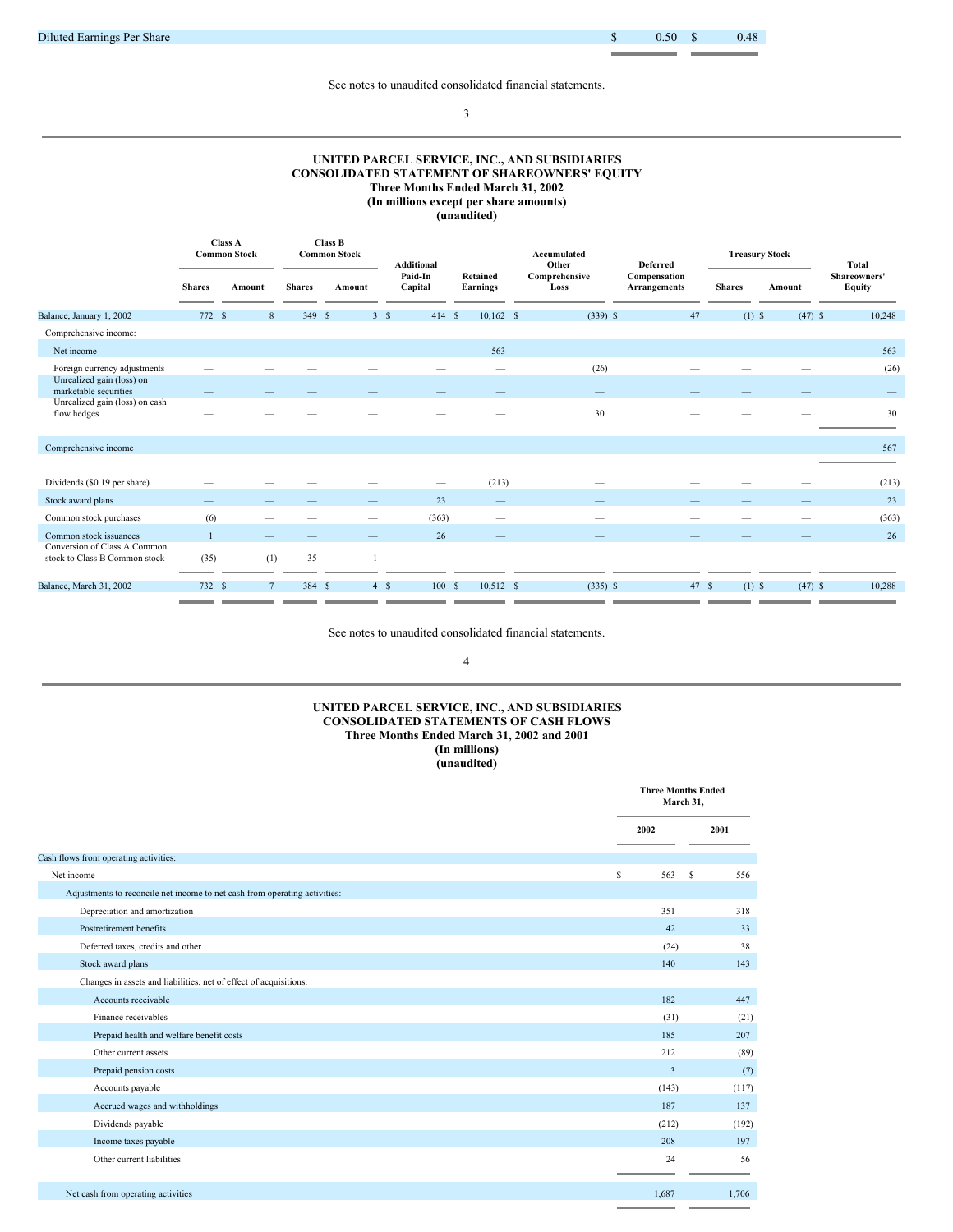| | | |
|---|---|---|
| Diluted Earnings Per Share | $ 0.50 | $ 0.48 |

See notes to unaudited consolidated financial statements.

## UNITED PARCEL SERVICE, INC., AND SUBSIDIARIES
## CONSOLIDATED STATEMENT OF SHAREOWNERS' EQUITY
### Three Months Ended March 31, 2002
### (In millions except per share amounts)
### (unaudited)

| | Class A Common Stock | | Class B Common Stock | | Additional Paid-In Capital | Retained Earnings | Accumulated Other Comprehensive Loss | Deferred Compensation Arrangements | Treasury Stock | | Total Shareowners' Equity |
|---|---|---|---|---|---|---|---|---|---|---|---|
| | Shares | Amount | Shares | Amount | | | | | Shares | Amount | |
| Balance, January 1, 2002 | 772 | $ 8 | 349 | $ 3 | $ 414 | $ 10,162 | $ (339) | $ 47 | (1) | $ (47) | $ 10,248 |
| Comprehensive income: | | | | | | | | | | | |
| Net income | — | — | — | — | — | 563 | — | — | — | — | 563 |
| Foreign currency adjustments | — | — | — | — | — | — | (26) | — | — | — | (26) |
| Unrealized gain (loss) on marketable securities | — | — | — | — | — | — | — | — | — | — | — |
| Unrealized gain (loss) on cash flow hedges | — | — | — | — | — | — | 30 | — | — | — | 30 |
| Comprehensive income | | | | | | | | | | | 567 |
| Dividends ($0.19 per share) | — | — | — | — | — | (213) | — | — | — | — | (213) |
| Stock award plans | — | — | — | — | 23 | — | — | — | — | — | 23 |
| Common stock purchases | (6) | — | — | — | (363) | — | — | — | — | — | (363) |
| Common stock issuances | 1 | — | — | — | 26 | — | — | — | — | — | 26 |
| Conversion of Class A Common stock to Class B Common stock | (35) | (1) | 35 | 1 | — | — | — | — | — | — | — |
| Balance, March 31, 2002 | 732 | $ 7 | 384 | $ 4 | $ 100 | $ 10,512 | $ (335) | $ 47 | $ (1) | $ (47) | $ 10,288 |

See notes to unaudited consolidated financial statements.

## UNITED PARCEL SERVICE, INC., AND SUBSIDIARIES
## CONSOLIDATED STATEMENTS OF CASH FLOWS
### Three Months Ended March 31, 2002 and 2001
### (In millions)
### (unaudited)

| | Three Months Ended March 31, | |
|---|---|---|
| | 2002 | 2001 |
| Cash flows from operating activities: | | |
| Net income | $ 563 | $ 556 |
| Adjustments to reconcile net income to net cash from operating activities: | | |
| Depreciation and amortization | 351 | 318 |
| Postretirement benefits | 42 | 33 |
| Deferred taxes, credits and other | (24) | 38 |
| Stock award plans | 140 | 143 |
| Changes in assets and liabilities, net of effect of acquisitions: | | |
| Accounts receivable | 182 | 447 |
| Finance receivables | (31) | (21) |
| Prepaid health and welfare benefit costs | 185 | 207 |
| Other current assets | 212 | (89) |
| Prepaid pension costs | 3 | (7) |
| Accounts payable | (143) | (117) |
| Accrued wages and withholdings | 187 | 137 |
| Dividends payable | (212) | (192) |
| Income taxes payable | 208 | 197 |
| Other current liabilities | 24 | 56 |
| Net cash from operating activities | 1,687 | 1,706 |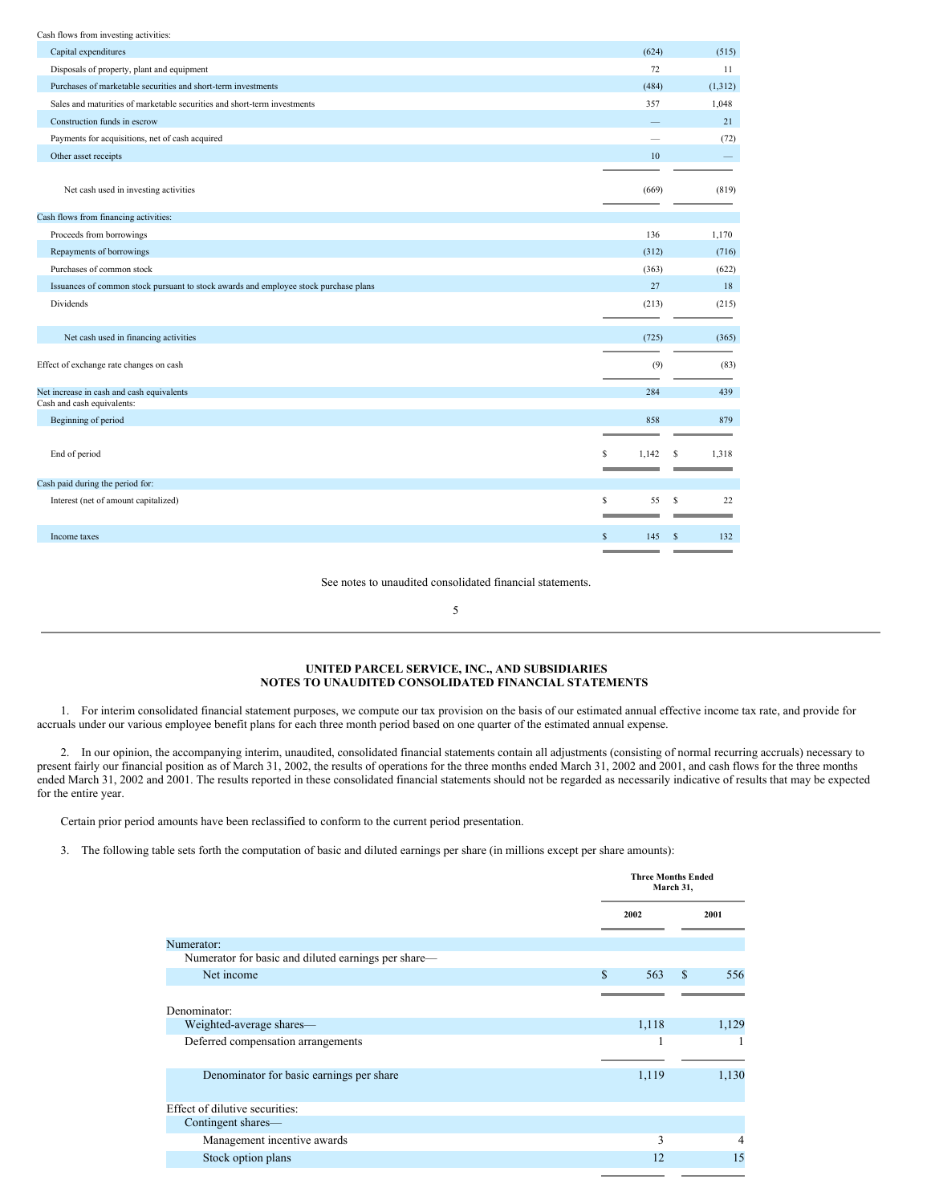| | | |
|---|---|---|
| Cash flows from investing activities: | | |
| Capital expenditures | (624) | (515) |
| Disposals of property, plant and equipment | 72 | 11 |
| Purchases of marketable securities and short-term investments | (484) | (1,312) |
| Sales and maturities of marketable securities and short-term investments | 357 | 1,048 |
| Construction funds in escrow | — | 21 |
| Payments for acquisitions, net of cash acquired | — | (72) |
| Other asset receipts | 10 | — |
| Net cash used in investing activities | (669) | (819) |
| Cash flows from financing activities: | | |
| Proceeds from borrowings | 136 | 1,170 |
| Repayments of borrowings | (312) | (716) |
| Purchases of common stock | (363) | (622) |
| Issuances of common stock pursuant to stock awards and employee stock purchase plans | 27 | 18 |
| Dividends | (213) | (215) |
| Net cash used in financing activities | (725) | (365) |
| Effect of exchange rate changes on cash | (9) | (83) |
| Net increase in cash and cash equivalents | 284 | 439 |
| Cash and cash equivalents: | | |
| Beginning of period | 858 | 879 |
| End of period | $ 1,142 | $ 1,318 |
| Cash paid during the period for: | | |
| Interest (net of amount capitalized) | $ 55 | $ 22 |
| Income taxes | $ 145 | $ 132 |

See notes to unaudited consolidated financial statements.

## UNITED PARCEL SERVICE, INC., AND SUBSIDIARIES
## NOTES TO UNAUDITED CONSOLIDATED FINANCIAL STATEMENTS

1. For interim consolidated financial statement purposes, we compute our tax provision on the basis of our estimated annual effective income tax rate, and provide for accruals under our various employee benefit plans for each three month period based on one quarter of the estimated annual expense.

2. In our opinion, the accompanying interim, unaudited, consolidated financial statements contain all adjustments (consisting of normal recurring accruals) necessary to present fairly our financial position as of March 31, 2002, the results of operations for the three months ended March 31, 2002 and 2001, and cash flows for the three months ended March 31, 2002 and 2001. The results reported in these consolidated financial statements should not be regarded as necessarily indicative of results that may be expected for the entire year.

Certain prior period amounts have been reclassified to conform to the current period presentation.

3. The following table sets forth the computation of basic and diluted earnings per share (in millions except per share amounts):

| | Three Months Ended March 31, | |
|---|---|---|
| | **2002** | **2001** |
| Numerator: | | |
| Numerator for basic and diluted earnings per share— | | |
| Net income | $ 563 | $ 556 |
| Denominator: | | |
| Weighted-average shares— | 1,118 | 1,129 |
| Deferred compensation arrangements | 1 | 1 |
| Denominator for basic earnings per share | 1,119 | 1,130 |
| Effect of dilutive securities: | | |
| Contingent shares— | | |
| Management incentive awards | 3 | 4 |
| Stock option plans | 12 | 15 |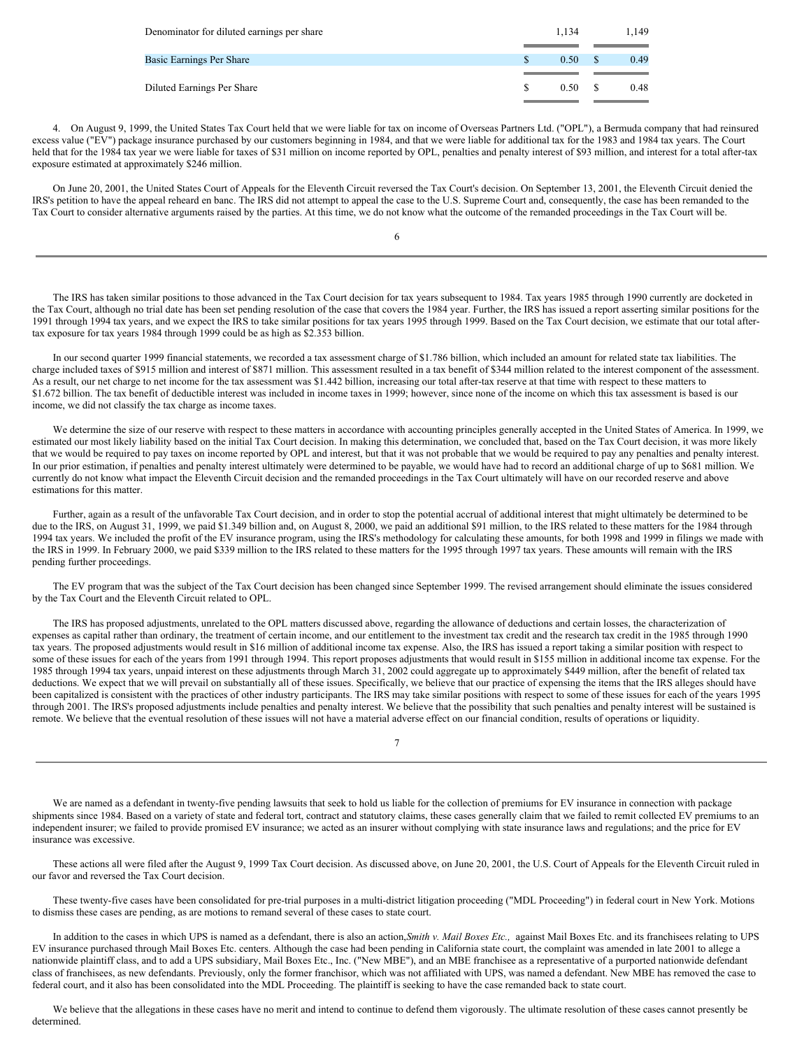| | | |
|---|---|---|
| Denominator for diluted earnings per share | 1,134 | 1,149 |
| Basic Earnings Per Share | $ 0.50 | $ 0.49 |
| Diluted Earnings Per Share | $ 0.50 | $ 0.48 |

4. On August 9, 1999, the United States Tax Court held that we were liable for tax on income of Overseas Partners Ltd. ("OPL"), a Bermuda company that had reinsured excess value ("EV") package insurance purchased by our customers beginning in 1984, and that we were liable for additional tax for the 1983 and 1984 tax years. The Court held that for the 1984 tax year we were liable for taxes of $31 million on income reported by OPL, penalties and penalty interest of $93 million, and interest for a total after-tax exposure estimated at approximately $246 million.

On June 20, 2001, the United States Court of Appeals for the Eleventh Circuit reversed the Tax Court's decision. On September 13, 2001, the Eleventh Circuit denied the IRS's petition to have the appeal reheard en banc. The IRS did not attempt to appeal the case to the U.S. Supreme Court and, consequently, the case has been remanded to the Tax Court to consider alternative arguments raised by the parties. At this time, we do not know what the outcome of the remanded proceedings in the Tax Court will be.

The IRS has taken similar positions to those advanced in the Tax Court decision for tax years subsequent to 1984. Tax years 1985 through 1990 currently are docketed in the Tax Court, although no trial date has been set pending resolution of the case that covers the 1984 year. Further, the IRS has issued a report asserting similar positions for the 1991 through 1994 tax years, and we expect the IRS to take similar positions for tax years 1995 through 1999. Based on the Tax Court decision, we estimate that our total after-tax exposure for tax years 1984 through 1999 could be as high as $2.353 billion.

In our second quarter 1999 financial statements, we recorded a tax assessment charge of $1.786 billion, which included an amount for related state tax liabilities. The charge included taxes of $915 million and interest of $871 million. This assessment resulted in a tax benefit of $344 million related to the interest component of the assessment. As a result, our net charge to net income for the tax assessment was $1.442 billion, increasing our total after-tax reserve at that time with respect to these matters to $1.672 billion. The tax benefit of deductible interest was included in income taxes in 1999; however, since none of the income on which this tax assessment is based is our income, we did not classify the tax charge as income taxes.

We determine the size of our reserve with respect to these matters in accordance with accounting principles generally accepted in the United States of America. In 1999, we estimated our most likely liability based on the initial Tax Court decision. In making this determination, we concluded that, based on the Tax Court decision, it was more likely that we would be required to pay taxes on income reported by OPL and interest, but that it was not probable that we would be required to pay any penalties and penalty interest. In our prior estimation, if penalties and penalty interest ultimately were determined to be payable, we would have had to record an additional charge of up to $681 million. We currently do not know what impact the Eleventh Circuit decision and the remanded proceedings in the Tax Court ultimately will have on our recorded reserve and above estimations for this matter.

Further, again as a result of the unfavorable Tax Court decision, and in order to stop the potential accrual of additional interest that might ultimately be determined to be due to the IRS, on August 31, 1999, we paid $1.349 billion and, on August 8, 2000, we paid an additional $91 million, to the IRS related to these matters for the 1984 through 1994 tax years. We included the profit of the EV insurance program, using the IRS's methodology for calculating these amounts, for both 1998 and 1999 in filings we made with the IRS in 1999. In February 2000, we paid $339 million to the IRS related to these matters for the 1995 through 1997 tax years. These amounts will remain with the IRS pending further proceedings.

The EV program that was the subject of the Tax Court decision has been changed since September 1999. The revised arrangement should eliminate the issues considered by the Tax Court and the Eleventh Circuit related to OPL.

The IRS has proposed adjustments, unrelated to the OPL matters discussed above, regarding the allowance of deductions and certain losses, the characterization of expenses as capital rather than ordinary, the treatment of certain income, and our entitlement to the investment tax credit and the research tax credit in the 1985 through 1990 tax years. The proposed adjustments would result in $16 million of additional income tax expense. Also, the IRS has issued a report taking a similar position with respect to some of these issues for each of the years from 1991 through 1994. This report proposes adjustments that would result in $155 million in additional income tax expense. For the 1985 through 1994 tax years, unpaid interest on these adjustments through March 31, 2002 could aggregate up to approximately $449 million, after the benefit of related tax deductions. We expect that we will prevail on substantially all of these issues. Specifically, we believe that our practice of expensing the items that the IRS alleges should have been capitalized is consistent with the practices of other industry participants. The IRS may take similar positions with respect to some of these issues for each of the years 1995 through 2001. The IRS's proposed adjustments include penalties and penalty interest. We believe that the possibility that such penalties and penalty interest will be sustained is remote. We believe that the eventual resolution of these issues will not have a material adverse effect on our financial condition, results of operations or liquidity.

We are named as a defendant in twenty-five pending lawsuits that seek to hold us liable for the collection of premiums for EV insurance in connection with package shipments since 1984. Based on a variety of state and federal tort, contract and statutory claims, these cases generally claim that we failed to remit collected EV premiums to an independent insurer; we failed to provide promised EV insurance; we acted as an insurer without complying with state insurance laws and regulations; and the price for EV insurance was excessive.

These actions all were filed after the August 9, 1999 Tax Court decision. As discussed above, on June 20, 2001, the U.S. Court of Appeals for the Eleventh Circuit ruled in our favor and reversed the Tax Court decision.

These twenty-five cases have been consolidated for pre-trial purposes in a multi-district litigation proceeding ("MDL Proceeding") in federal court in New York. Motions to dismiss these cases are pending, as are motions to remand several of these cases to state court.

In addition to the cases in which UPS is named as a defendant, there is also an action, *Smith v. Mail Boxes Etc.,* against Mail Boxes Etc. and its franchisees relating to UPS EV insurance purchased through Mail Boxes Etc. centers. Although the case had been pending in California state court, the complaint was amended in late 2001 to allege a nationwide plaintiff class, and to add a UPS subsidiary, Mail Boxes Etc., Inc. ("New MBE"), and an MBE franchisee as a representative of a purported nationwide defendant class of franchisees, as new defendants. Previously, only the former franchisor, which was not affiliated with UPS, was named a defendant. New MBE has removed the case to federal court, and it also has been consolidated into the MDL Proceeding. The plaintiff is seeking to have the case remanded back to state court.

We believe that the allegations in these cases have no merit and intend to continue to defend them vigorously. The ultimate resolution of these cases cannot presently be determined.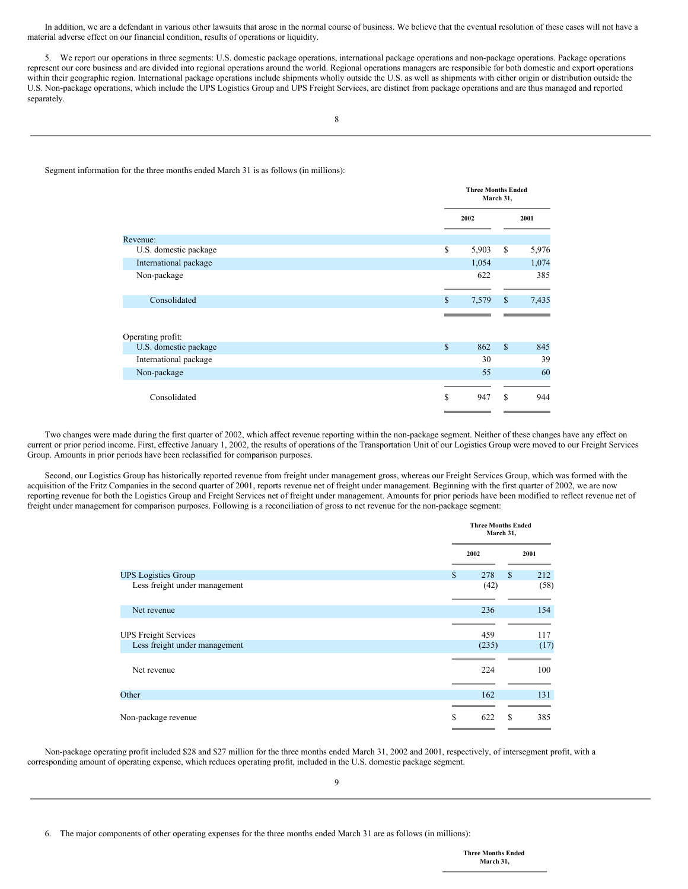In addition, we are a defendant in various other lawsuits that arose in the normal course of business. We believe that the eventual resolution of these cases will not have a material adverse effect on our financial condition, results of operations or liquidity.

5. We report our operations in three segments: U.S. domestic package operations, international package operations and non-package operations. Package operations represent our core business and are divided into regional operations around the world. Regional operations managers are responsible for both domestic and export operations within their geographic region. International package operations include shipments wholly outside the U.S. as well as shipments with either origin or distribution outside the U.S. Non-package operations, which include the UPS Logistics Group and UPS Freight Services, are distinct from package operations and are thus managed and reported separately.

Segment information for the three months ended March 31 is as follows (in millions):

| | Three Months Ended March 31, | |
|---|---|---|
| | 2002 | 2001 |
| Revenue: | | |
| U.S. domestic package | $ 5,903 | $ 5,976 |
| International package | 1,054 | 1,074 |
| Non-package | 622 | 385 |
| Consolidated | $ 7,579 | $ 7,435 |
| Operating profit: | | |
| U.S. domestic package | $ 862 | $ 845 |
| International package | 30 | 39 |
| Non-package | 55 | 60 |
| Consolidated | $ 947 | $ 944 |

Two changes were made during the first quarter of 2002, which affect revenue reporting within the non-package segment. Neither of these changes have any effect on current or prior period income. First, effective January 1, 2002, the results of operations of the Transportation Unit of our Logistics Group were moved to our Freight Services Group. Amounts in prior periods have been reclassified for comparison purposes.

Second, our Logistics Group has historically reported revenue from freight under management gross, whereas our Freight Services Group, which was formed with the acquisition of the Fritz Companies in the second quarter of 2001, reports revenue net of freight under management. Beginning with the first quarter of 2002, we are now reporting revenue for both the Logistics Group and Freight Services net of freight under management. Amounts for prior periods have been modified to reflect revenue net of freight under management for comparison purposes. Following is a reconciliation of gross to net revenue for the non-package segment:

| | Three Months Ended March 31, | |
|---|---|---|
| | 2002 | 2001 |
| UPS Logistics Group | $ 278 | $ 212 |
| Less freight under management | (42) | (58) |
| Net revenue | 236 | 154 |
| UPS Freight Services | 459 | 117 |
| Less freight under management | (235) | (17) |
| Net revenue | 224 | 100 |
| Other | 162 | 131 |
| Non-package revenue | $ 622 | $ 385 |

Non-package operating profit included $28 and $27 million for the three months ended March 31, 2002 and 2001, respectively, of intersegment profit, with a corresponding amount of operating expense, which reduces operating profit, included in the U.S. domestic package segment.

6. The major components of other operating expenses for the three months ended March 31 are as follows (in millions):

Three Months Ended March 31,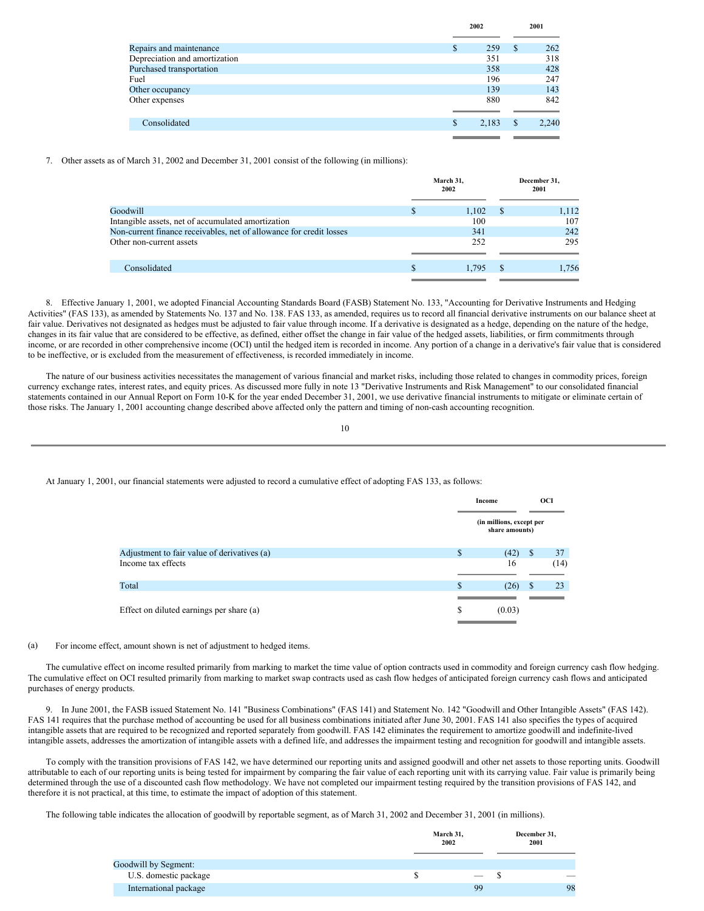| | 2002 | 2001 |
|---|---|---|
| Repairs and maintenance | $ 259 | $ 262 |
| Depreciation and amortization | 351 | 318 |
| Purchased transportation | 358 | 428 |
| Fuel | 196 | 247 |
| Other occupancy | 139 | 143 |
| Other expenses | 880 | 842 |
| Consolidated | $ 2,183 | $ 2,240 |

7. Other assets as of March 31, 2002 and December 31, 2001 consist of the following (in millions):

| | March 31, 2002 | December 31, 2001 |
|---|---|---|
| Goodwill | $ 1,102 | $ 1,112 |
| Intangible assets, net of accumulated amortization | 100 | 107 |
| Non-current finance receivables, net of allowance for credit losses | 341 | 242 |
| Other non-current assets | 252 | 295 |
| Consolidated | $ 1,795 | $ 1,756 |

8. Effective January 1, 2001, we adopted Financial Accounting Standards Board (FASB) Statement No. 133, "Accounting for Derivative Instruments and Hedging Activities" (FAS 133), as amended by Statements No. 137 and No. 138. FAS 133, as amended, requires us to record all financial derivative instruments on our balance sheet at fair value. Derivatives not designated as hedges must be adjusted to fair value through income. If a derivative is designated as a hedge, depending on the nature of the hedge, changes in its fair value that are considered to be effective, as defined, either offset the change in fair value of the hedged assets, liabilities, or firm commitments through income, or are recorded in other comprehensive income (OCI) until the hedged item is recorded in income. Any portion of a change in a derivative's fair value that is considered to be ineffective, or is excluded from the measurement of effectiveness, is recorded immediately in income.

The nature of our business activities necessitates the management of various financial and market risks, including those related to changes in commodity prices, foreign currency exchange rates, interest rates, and equity prices. As discussed more fully in note 13 "Derivative Instruments and Risk Management" to our consolidated financial statements contained in our Annual Report on Form 10-K for the year ended December 31, 2001, we use derivative financial instruments to mitigate or eliminate certain of those risks. The January 1, 2001 accounting change described above affected only the pattern and timing of non-cash accounting recognition.

At January 1, 2001, our financial statements were adjusted to record a cumulative effect of adopting FAS 133, as follows:

| | Income | OCI |
|---|---|---|
| | (in millions, except per share amounts) | |
| Adjustment to fair value of derivatives (a) | $ (42) | $ 37 |
| Income tax effects | 16 | (14) |
| Total | $ (26) | $ 23 |
| Effect on diluted earnings per share (a) | $ (0.03) | |

(a) For income effect, amount shown is net of adjustment to hedged items.

The cumulative effect on income resulted primarily from marking to market the time value of option contracts used in commodity and foreign currency cash flow hedging. The cumulative effect on OCI resulted primarily from marking to market swap contracts used as cash flow hedges of anticipated foreign currency cash flows and anticipated purchases of energy products.

9. In June 2001, the FASB issued Statement No. 141 "Business Combinations" (FAS 141) and Statement No. 142 "Goodwill and Other Intangible Assets" (FAS 142). FAS 141 requires that the purchase method of accounting be used for all business combinations initiated after June 30, 2001. FAS 141 also specifies the types of acquired intangible assets that are required to be recognized and reported separately from goodwill. FAS 142 eliminates the requirement to amortize goodwill and indefinite-lived intangible assets, addresses the amortization of intangible assets with a defined life, and addresses the impairment testing and recognition for goodwill and intangible assets.

To comply with the transition provisions of FAS 142, we have determined our reporting units and assigned goodwill and other net assets to those reporting units. Goodwill attributable to each of our reporting units is being tested for impairment by comparing the fair value of each reporting unit with its carrying value. Fair value is primarily being determined through the use of a discounted cash flow methodology. We have not completed our impairment testing required by the transition provisions of FAS 142, and therefore it is not practical, at this time, to estimate the impact of adoption of this statement.

The following table indicates the allocation of goodwill by reportable segment, as of March 31, 2002 and December 31, 2001 (in millions).

| | March 31, 2002 | December 31, 2001 |
|---|---|---|
| Goodwill by Segment: | | |
| U.S. domestic package | $ — | $ — |
| International package | 99 | 98 |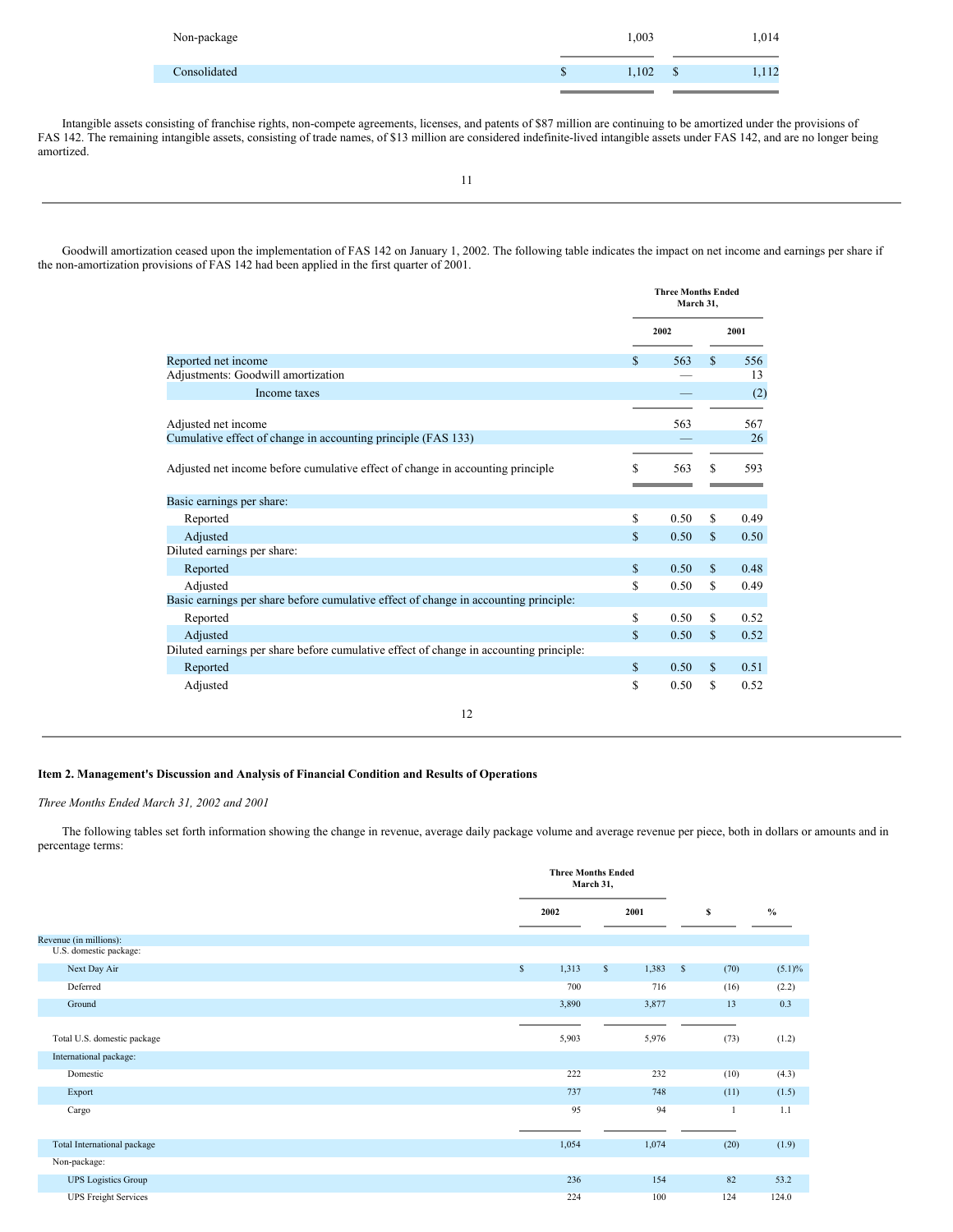| | | | | |
|---|---|---|---|---|
| Non-package | | 1,003 | | 1,014 |
| Consolidated | $ | 1,102 | $ | 1,112 |

Intangible assets consisting of franchise rights, non-compete agreements, licenses, and patents of $87 million are continuing to be amortized under the provisions of FAS 142. The remaining intangible assets, consisting of trade names, of $13 million are considered indefinite-lived intangible assets under FAS 142, and are no longer being amortized.

Goodwill amortization ceased upon the implementation of FAS 142 on January 1, 2002. The following table indicates the impact on net income and earnings per share if the non-amortization provisions of FAS 142 had been applied in the first quarter of 2001.

| | Three Months Ended March 31, | |
|---|---|---|
| | 2002 | 2001 |
| Reported net income | $ 563 | $ 556 |
| Adjustments: Goodwill amortization | — | 13 |
| Income taxes | — | (2) |
| Adjusted net income | 563 | 567 |
| Cumulative effect of change in accounting principle (FAS 133) | — | 26 |
| Adjusted net income before cumulative effect of change in accounting principle | $ 563 | $ 593 |
| Basic earnings per share: | | |
| Reported | $ 0.50 | $ 0.49 |
| Adjusted | $ 0.50 | $ 0.50 |
| Diluted earnings per share: | | |
| Reported | $ 0.50 | $ 0.48 |
| Adjusted | $ 0.50 | $ 0.49 |
| Basic earnings per share before cumulative effect of change in accounting principle: | | |
| Reported | $ 0.50 | $ 0.52 |
| Adjusted | $ 0.50 | $ 0.52 |
| Diluted earnings per share before cumulative effect of change in accounting principle: | | |
| Reported | $ 0.50 | $ 0.51 |
| Adjusted | $ 0.50 | $ 0.52 |

**Item 2. Management's Discussion and Analysis of Financial Condition and Results of Operations**

*Three Months Ended March 31, 2002 and 2001*

The following tables set forth information showing the change in revenue, average daily package volume and average revenue per piece, both in dollars or amounts and in percentage terms:

| | Three Months Ended March 31, | | | |
|---|---|---|---|---|
| | 2002 | 2001 | $ | % |
| Revenue (in millions): | | | | |
| U.S. domestic package: | | | | |
| Next Day Air | $ 1,313 | $ 1,383 | $ (70) | (5.1)% |
| Deferred | 700 | 716 | (16) | (2.2) |
| Ground | 3,890 | 3,877 | 13 | 0.3 |
| Total U.S. domestic package | 5,903 | 5,976 | (73) | (1.2) |
| International package: | | | | |
| Domestic | 222 | 232 | (10) | (4.3) |
| Export | 737 | 748 | (11) | (1.5) |
| Cargo | 95 | 94 | 1 | 1.1 |
| Total International package | 1,054 | 1,074 | (20) | (1.9) |
| Non-package: | | | | |
| UPS Logistics Group | 236 | 154 | 82 | 53.2 |
| UPS Freight Services | 224 | 100 | 124 | 124.0 |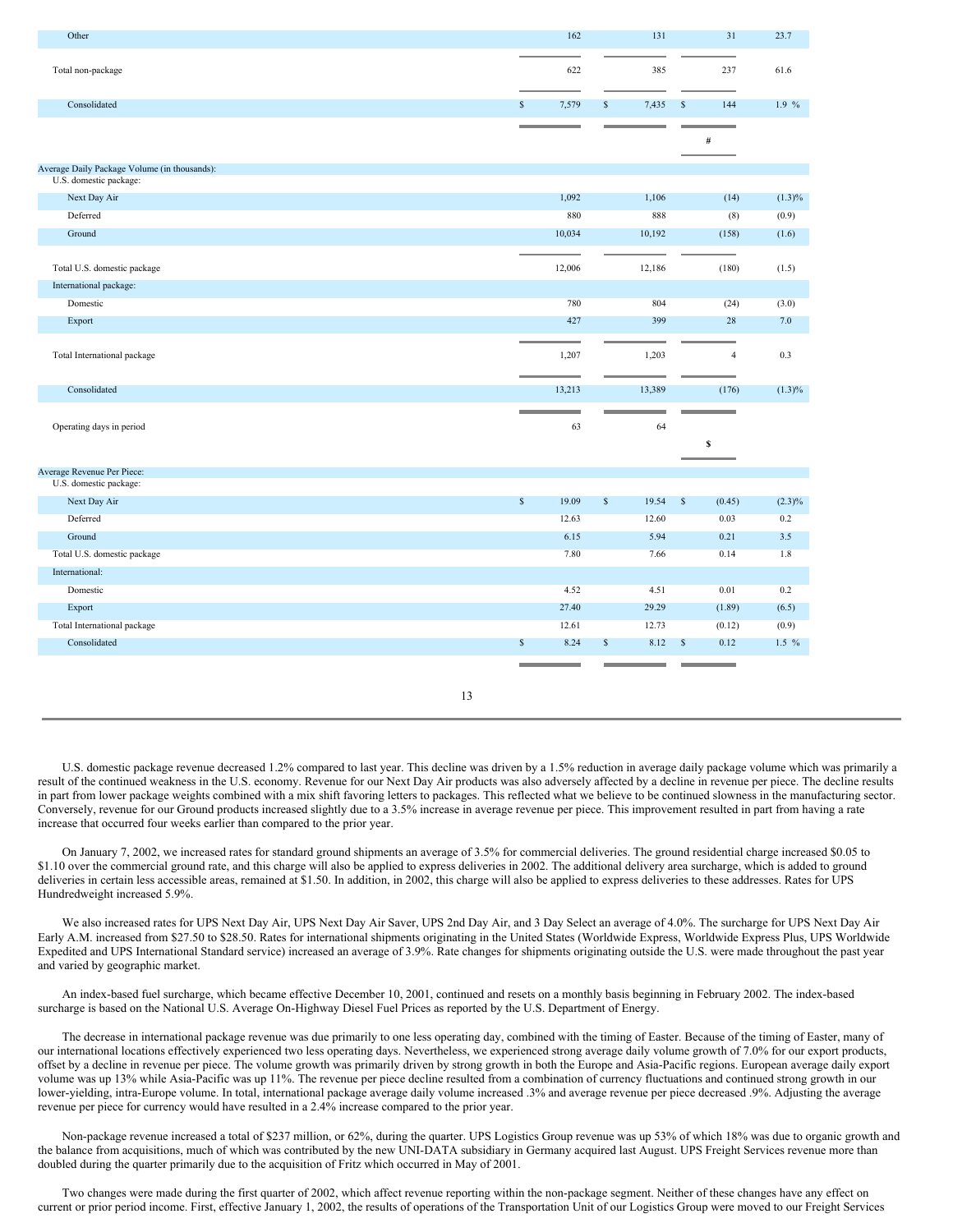| | | | | |
|---|---|---|---|---|
| Other | 162 | 131 | 31 | 23.7 |
| Total non-package | 622 | 385 | 237 | 61.6 |
| Consolidated | $ 7,579 | $ 7,435 | $ 144 | 1.9 % |
| | | | # | |
| Average Daily Package Volume (in thousands): | | | | |
| U.S. domestic package: | | | | |
| Next Day Air | 1,092 | 1,106 | (14) | (1.3)% |
| Deferred | 880 | 888 | (8) | (0.9) |
| Ground | 10,034 | 10,192 | (158) | (1.6) |
| Total U.S. domestic package | 12,006 | 12,186 | (180) | (1.5) |
| International package: | | | | |
| Domestic | 780 | 804 | (24) | (3.0) |
| Export | 427 | 399 | 28 | 7.0 |
| Total International package | 1,207 | 1,203 | 4 | 0.3 |
| Consolidated | 13,213 | 13,389 | (176) | (1.3)% |
| Operating days in period | 63 | 64 | | |
| | | | $ | |
| Average Revenue Per Piece: | | | | |
| U.S. domestic package: | | | | |
| Next Day Air | $ 19.09 | $ 19.54 | $ (0.45) | (2.3)% |
| Deferred | 12.63 | 12.60 | 0.03 | 0.2 |
| Ground | 6.15 | 5.94 | 0.21 | 3.5 |
| Total U.S. domestic package | 7.80 | 7.66 | 0.14 | 1.8 |
| International: | | | | |
| Domestic | 4.52 | 4.51 | 0.01 | 0.2 |
| Export | 27.40 | 29.29 | (1.89) | (6.5) |
| Total International package | 12.61 | 12.73 | (0.12) | (0.9) |
| Consolidated | $ 8.24 | $ 8.12 | $ 0.12 | 1.5 % |

U.S. domestic package revenue decreased 1.2% compared to last year. This decline was driven by a 1.5% reduction in average daily package volume which was primarily a result of the continued weakness in the U.S. economy. Revenue for our Next Day Air products was also adversely affected by a decline in revenue per piece. The decline results in part from lower package weights combined with a mix shift favoring letters to packages. This reflected what we believe to be continued slowness in the manufacturing sector. Conversely, revenue for our Ground products increased slightly due to a 3.5% increase in average revenue per piece. This improvement resulted in part from having a rate increase that occurred four weeks earlier than compared to the prior year.

On January 7, 2002, we increased rates for standard ground shipments an average of 3.5% for commercial deliveries. The ground residential charge increased $0.05 to $1.10 over the commercial ground rate, and this charge will also be applied to express deliveries in 2002. The additional delivery area surcharge, which is added to ground deliveries in certain less accessible areas, remained at $1.50. In addition, in 2002, this charge will also be applied to express deliveries to these addresses. Rates for UPS Hundredweight increased 5.9%.

We also increased rates for UPS Next Day Air, UPS Next Day Air Saver, UPS 2nd Day Air, and 3 Day Select an average of 4.0%. The surcharge for UPS Next Day Air Early A.M. increased from $27.50 to $28.50. Rates for international shipments originating in the United States (Worldwide Express, Worldwide Express Plus, UPS Worldwide Expedited and UPS International Standard service) increased an average of 3.9%. Rate changes for shipments originating outside the U.S. were made throughout the past year and varied by geographic market.

An index-based fuel surcharge, which became effective December 10, 2001, continued and resets on a monthly basis beginning in February 2002. The index-based surcharge is based on the National U.S. Average On-Highway Diesel Fuel Prices as reported by the U.S. Department of Energy.

The decrease in international package revenue was due primarily to one less operating day, combined with the timing of Easter. Because of the timing of Easter, many of our international locations effectively experienced two less operating days. Nevertheless, we experienced strong average daily volume growth of 7.0% for our export products, offset by a decline in revenue per piece. The volume growth was primarily driven by strong growth in both the Europe and Asia-Pacific regions. European average daily export volume was up 13% while Asia-Pacific was up 11%. The revenue per piece decline resulted from a combination of currency fluctuations and continued strong growth in our lower-yielding, intra-Europe volume. In total, international package average daily volume increased .3% and average revenue per piece decreased .9%. Adjusting the average revenue per piece for currency would have resulted in a 2.4% increase compared to the prior year.

Non-package revenue increased a total of $237 million, or 62%, during the quarter. UPS Logistics Group revenue was up 53% of which 18% was due to organic growth and the balance from acquisitions, much of which was contributed by the new UNI-DATA subsidiary in Germany acquired last August. UPS Freight Services revenue more than doubled during the quarter primarily due to the acquisition of Fritz which occurred in May of 2001.

Two changes were made during the first quarter of 2002, which affect revenue reporting within the non-package segment. Neither of these changes have any effect on current or prior period income. First, effective January 1, 2002, the results of operations of the Transportation Unit of our Logistics Group were moved to our Freight Services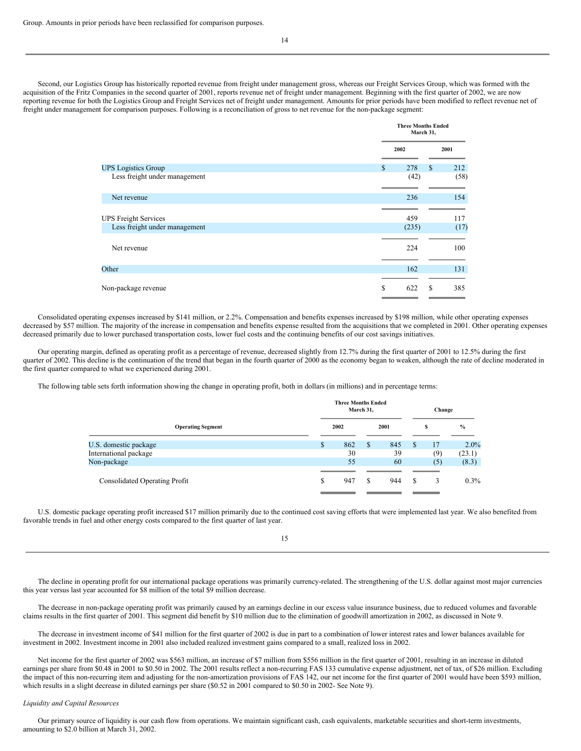Group. Amounts in prior periods have been reclassified for comparison purposes.

Second, our Logistics Group has historically reported revenue from freight under management gross, whereas our Freight Services Group, which was formed with the acquisition of the Fritz Companies in the second quarter of 2001, reports revenue net of freight under management. Beginning with the first quarter of 2002, we are now reporting revenue for both the Logistics Group and Freight Services net of freight under management. Amounts for prior periods have been modified to reflect revenue net of freight under management for comparison purposes. Following is a reconciliation of gross to net revenue for the non-package segment:

| | Three Months Ended March 31, | |
|---|---|---|
| | 2002 | 2001 |
| UPS Logistics Group | $ 278 | $ 212 |
| Less freight under management | (42) | (58) |
| Net revenue | 236 | 154 |
| UPS Freight Services | 459 | 117 |
| Less freight under management | (235) | (17) |
| Net revenue | 224 | 100 |
| Other | 162 | 131 |
| Non-package revenue | $ 622 | $ 385 |

Consolidated operating expenses increased by $141 million, or 2.2%. Compensation and benefits expenses increased by $198 million, while other operating expenses decreased by $57 million. The majority of the increase in compensation and benefits expense resulted from the acquisitions that we completed in 2001. Other operating expenses decreased primarily due to lower purchased transportation costs, lower fuel costs and the continuing benefits of our cost savings initiatives.

Our operating margin, defined as operating profit as a percentage of revenue, decreased slightly from 12.7% during the first quarter of 2001 to 12.5% during the first quarter of 2002. This decline is the continuation of the trend that began in the fourth quarter of 2000 as the economy began to weaken, although the rate of decline moderated in the first quarter compared to what we experienced during 2001.

The following table sets forth information showing the change in operating profit, both in dollars (in millions) and in percentage terms:

| | Three Months Ended March 31, | | Change | |
|---|---|---|---|---|
| Operating Segment | 2002 | 2001 | $ | % |
| U.S. domestic package | $ 862 | $ 845 | $ 17 | 2.0% |
| International package | 30 | 39 | (9) | (23.1) |
| Non-package | 55 | 60 | (5) | (8.3) |
| Consolidated Operating Profit | $ 947 | $ 944 | $ 3 | 0.3% |

U.S. domestic package operating profit increased $17 million primarily due to the continued cost saving efforts that were implemented last year. We also benefited from favorable trends in fuel and other energy costs compared to the first quarter of last year.

The decline in operating profit for our international package operations was primarily currency-related. The strengthening of the U.S. dollar against most major currencies this year versus last year accounted for $8 million of the total $9 million decrease.

The decrease in non-package operating profit was primarily caused by an earnings decline in our excess value insurance business, due to reduced volumes and favorable claims results in the first quarter of 2001. This segment did benefit by $10 million due to the elimination of goodwill amortization in 2002, as discussed in Note 9.

The decrease in investment income of $41 million for the first quarter of 2002 is due in part to a combination of lower interest rates and lower balances available for investment in 2002. Investment income in 2001 also included realized investment gains compared to a small, realized loss in 2002.

Net income for the first quarter of 2002 was $563 million, an increase of $7 million from $556 million in the first quarter of 2001, resulting in an increase in diluted earnings per share from $0.48 in 2001 to $0.50 in 2002. The 2001 results reflect a non-recurring FAS 133 cumulative expense adjustment, net of tax, of $26 million. Excluding the impact of this non-recurring item and adjusting for the non-amortization provisions of FAS 142, our net income for the first quarter of 2001 would have been $593 million, which results in a slight decrease in diluted earnings per share ($0.52 in 2001 compared to $0.50 in 2002- See Note 9).

*Liquidity and Capital Resources*

Our primary source of liquidity is our cash flow from operations. We maintain significant cash, cash equivalents, marketable securities and short-term investments, amounting to $2.0 billion at March 31, 2002.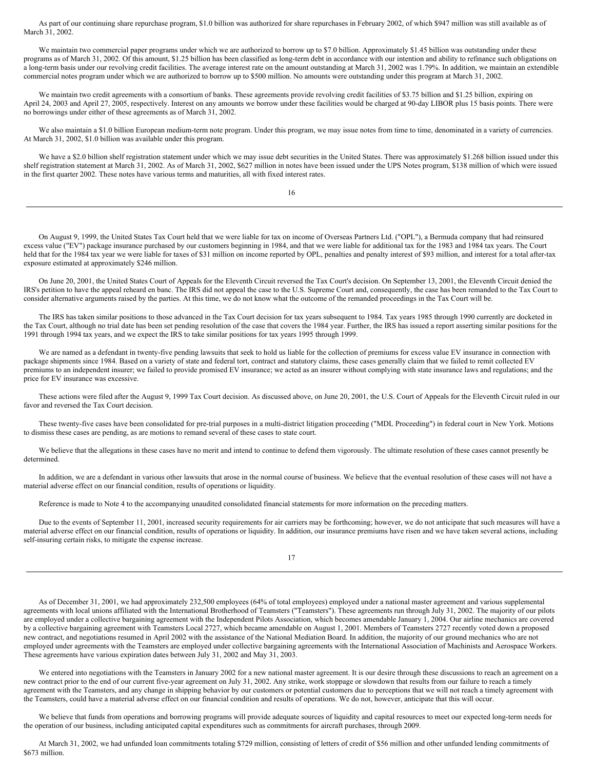As part of our continuing share repurchase program, $1.0 billion was authorized for share repurchases in February 2002, of which $947 million was still available as of March 31, 2002.

We maintain two commercial paper programs under which we are authorized to borrow up to $7.0 billion. Approximately $1.45 billion was outstanding under these programs as of March 31, 2002. Of this amount, $1.25 billion has been classified as long-term debt in accordance with our intention and ability to refinance such obligations on a long-term basis under our revolving credit facilities. The average interest rate on the amount outstanding at March 31, 2002 was 1.79%. In addition, we maintain an extendible commercial notes program under which we are authorized to borrow up to $500 million. No amounts were outstanding under this program at March 31, 2002.

We maintain two credit agreements with a consortium of banks. These agreements provide revolving credit facilities of $3.75 billion and $1.25 billion, expiring on April 24, 2003 and April 27, 2005, respectively. Interest on any amounts we borrow under these facilities would be charged at 90-day LIBOR plus 15 basis points. There were no borrowings under either of these agreements as of March 31, 2002.

We also maintain a $1.0 billion European medium-term note program. Under this program, we may issue notes from time to time, denominated in a variety of currencies. At March 31, 2002, $1.0 billion was available under this program.

We have a $2.0 billion shelf registration statement under which we may issue debt securities in the United States. There was approximately $1.268 billion issued under this shelf registration statement at March 31, 2002. As of March 31, 2002, $627 million in notes have been issued under the UPS Notes program, $138 million of which were issued in the first quarter 2002. These notes have various terms and maturities, all with fixed interest rates.

On August 9, 1999, the United States Tax Court held that we were liable for tax on income of Overseas Partners Ltd. ("OPL"), a Bermuda company that had reinsured excess value ("EV") package insurance purchased by our customers beginning in 1984, and that we were liable for additional tax for the 1983 and 1984 tax years. The Court held that for the 1984 tax year we were liable for taxes of $31 million on income reported by OPL, penalties and penalty interest of $93 million, and interest for a total after-tax exposure estimated at approximately $246 million.

On June 20, 2001, the United States Court of Appeals for the Eleventh Circuit reversed the Tax Court's decision. On September 13, 2001, the Eleventh Circuit denied the IRS's petition to have the appeal reheard en banc. The IRS did not appeal the case to the U.S. Supreme Court and, consequently, the case has been remanded to the Tax Court to consider alternative arguments raised by the parties. At this time, we do not know what the outcome of the remanded proceedings in the Tax Court will be.

The IRS has taken similar positions to those advanced in the Tax Court decision for tax years subsequent to 1984. Tax years 1985 through 1990 currently are docketed in the Tax Court, although no trial date has been set pending resolution of the case that covers the 1984 year. Further, the IRS has issued a report asserting similar positions for the 1991 through 1994 tax years, and we expect the IRS to take similar positions for tax years 1995 through 1999.

We are named as a defendant in twenty-five pending lawsuits that seek to hold us liable for the collection of premiums for excess value EV insurance in connection with package shipments since 1984. Based on a variety of state and federal tort, contract and statutory claims, these cases generally claim that we failed to remit collected EV premiums to an independent insurer; we failed to provide promised EV insurance; we acted as an insurer without complying with state insurance laws and regulations; and the price for EV insurance was excessive.

These actions were filed after the August 9, 1999 Tax Court decision. As discussed above, on June 20, 2001, the U.S. Court of Appeals for the Eleventh Circuit ruled in our favor and reversed the Tax Court decision.

These twenty-five cases have been consolidated for pre-trial purposes in a multi-district litigation proceeding ("MDL Proceeding") in federal court in New York. Motions to dismiss these cases are pending, as are motions to remand several of these cases to state court.

We believe that the allegations in these cases have no merit and intend to continue to defend them vigorously. The ultimate resolution of these cases cannot presently be determined.

In addition, we are a defendant in various other lawsuits that arose in the normal course of business. We believe that the eventual resolution of these cases will not have a material adverse effect on our financial condition, results of operations or liquidity.

Reference is made to Note 4 to the accompanying unaudited consolidated financial statements for more information on the preceding matters.

Due to the events of September 11, 2001, increased security requirements for air carriers may be forthcoming; however, we do not anticipate that such measures will have a material adverse effect on our financial condition, results of operations or liquidity. In addition, our insurance premiums have risen and we have taken several actions, including self-insuring certain risks, to mitigate the expense increase.

As of December 31, 2001, we had approximately 232,500 employees (64% of total employees) employed under a national master agreement and various supplemental agreements with local unions affiliated with the International Brotherhood of Teamsters ("Teamsters"). These agreements run through July 31, 2002. The majority of our pilots are employed under a collective bargaining agreement with the Independent Pilots Association, which becomes amendable January 1, 2004. Our airline mechanics are covered by a collective bargaining agreement with Teamsters Local 2727, which became amendable on August 1, 2001. Members of Teamsters 2727 recently voted down a proposed new contract, and negotiations resumed in April 2002 with the assistance of the National Mediation Board. In addition, the majority of our ground mechanics who are not employed under agreements with the Teamsters are employed under collective bargaining agreements with the International Association of Machinists and Aerospace Workers. These agreements have various expiration dates between July 31, 2002 and May 31, 2003.

We entered into negotiations with the Teamsters in January 2002 for a new national master agreement. It is our desire through these discussions to reach an agreement on a new contract prior to the end of our current five-year agreement on July 31, 2002. Any strike, work stoppage or slowdown that results from our failure to reach a timely agreement with the Teamsters, and any change in shipping behavior by our customers or potential customers due to perceptions that we will not reach a timely agreement with the Teamsters, could have a material adverse effect on our financial condition and results of operations. We do not, however, anticipate that this will occur.

We believe that funds from operations and borrowing programs will provide adequate sources of liquidity and capital resources to meet our expected long-term needs for the operation of our business, including anticipated capital expenditures such as commitments for aircraft purchases, through 2009.

At March 31, 2002, we had unfunded loan commitments totaling $729 million, consisting of letters of credit of $56 million and other unfunded lending commitments of $673 million.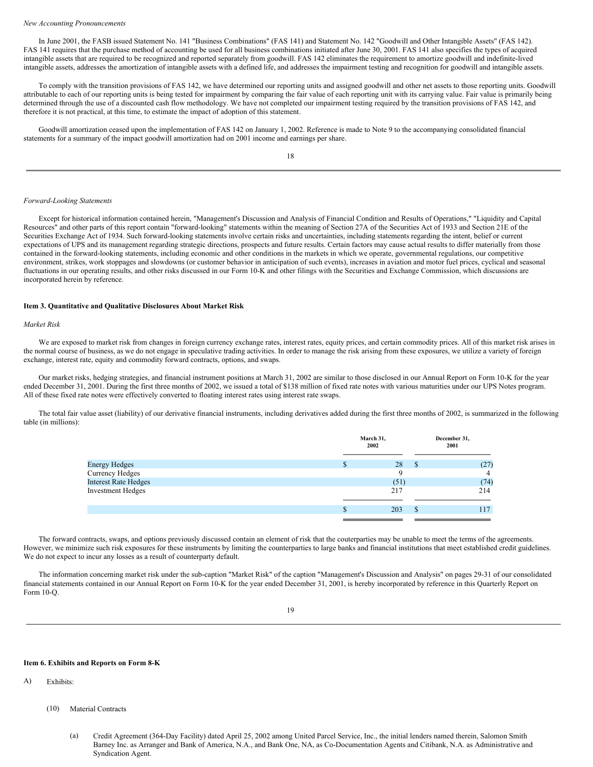*New Accounting Pronouncements*

In June 2001, the FASB issued Statement No. 141 "Business Combinations" (FAS 141) and Statement No. 142 "Goodwill and Other Intangible Assets" (FAS 142). FAS 141 requires that the purchase method of accounting be used for all business combinations initiated after June 30, 2001. FAS 141 also specifies the types of acquired intangible assets that are required to be recognized and reported separately from goodwill. FAS 142 eliminates the requirement to amortize goodwill and indefinite-lived intangible assets, addresses the amortization of intangible assets with a defined life, and addresses the impairment testing and recognition for goodwill and intangible assets.

To comply with the transition provisions of FAS 142, we have determined our reporting units and assigned goodwill and other net assets to those reporting units. Goodwill attributable to each of our reporting units is being tested for impairment by comparing the fair value of each reporting unit with its carrying value. Fair value is primarily being determined through the use of a discounted cash flow methodology. We have not completed our impairment testing required by the transition provisions of FAS 142, and therefore it is not practical, at this time, to estimate the impact of adoption of this statement.

Goodwill amortization ceased upon the implementation of FAS 142 on January 1, 2002. Reference is made to Note 9 to the accompanying consolidated financial statements for a summary of the impact goodwill amortization had on 2001 income and earnings per share.

*Forward-Looking Statements*

Except for historical information contained herein, "Management's Discussion and Analysis of Financial Condition and Results of Operations," "Liquidity and Capital Resources" and other parts of this report contain "forward-looking" statements within the meaning of Section 27A of the Securities Act of 1933 and Section 21E of the Securities Exchange Act of 1934. Such forward-looking statements involve certain risks and uncertainties, including statements regarding the intent, belief or current expectations of UPS and its management regarding strategic directions, prospects and future results. Certain factors may cause actual results to differ materially from those contained in the forward-looking statements, including economic and other conditions in the markets in which we operate, governmental regulations, our competitive environment, strikes, work stoppages and slowdowns (or customer behavior in anticipation of such events), increases in aviation and motor fuel prices, cyclical and seasonal fluctuations in our operating results, and other risks discussed in our Form 10-K and other filings with the Securities and Exchange Commission, which discussions are incorporated herein by reference.

**Item 3. Quantitative and Qualitative Disclosures About Market Risk**

*Market Risk*

We are exposed to market risk from changes in foreign currency exchange rates, interest rates, equity prices, and certain commodity prices. All of this market risk arises in the normal course of business, as we do not engage in speculative trading activities. In order to manage the risk arising from these exposures, we utilize a variety of foreign exchange, interest rate, equity and commodity forward contracts, options, and swaps.

Our market risks, hedging strategies, and financial instrument positions at March 31, 2002 are similar to those disclosed in our Annual Report on Form 10-K for the year ended December 31, 2001. During the first three months of 2002, we issued a total of $138 million of fixed rate notes with various maturities under our UPS Notes program. All of these fixed rate notes were effectively converted to floating interest rates using interest rate swaps.

The total fair value asset (liability) of our derivative financial instruments, including derivatives added during the first three months of 2002, is summarized in the following table (in millions):

| | March 31, 2002 | December 31, 2001 |
|---|---|---|
| Energy Hedges | $ 28 | $ (27) |
| Currency Hedges | 9 | 4 |
| Interest Rate Hedges | (51) | (74) |
| Investment Hedges | 217 | 214 |
| | $ 203 | $ 117 |

The forward contracts, swaps, and options previously discussed contain an element of risk that the couterparties may be unable to meet the terms of the agreements. However, we minimize such risk exposures for these instruments by limiting the counterparties to large banks and financial institutions that meet established credit guidelines. We do not expect to incur any losses as a result of counterparty default.

The information concerning market risk under the sub-caption "Market Risk" of the caption "Management's Discussion and Analysis" on pages 29-31 of our consolidated financial statements contained in our Annual Report on Form 10-K for the year ended December 31, 2001, is hereby incorporated by reference in this Quarterly Report on Form 10-Q.

**Item 6. Exhibits and Reports on Form 8-K**

A) Exhibits:

(10) Material Contracts

(a) Credit Agreement (364-Day Facility) dated April 25, 2002 among United Parcel Service, Inc., the initial lenders named therein, Salomon Smith Barney Inc. as Arranger and Bank of America, N.A., and Bank One, NA, as Co-Documentation Agents and Citibank, N.A. as Administrative and Syndication Agent.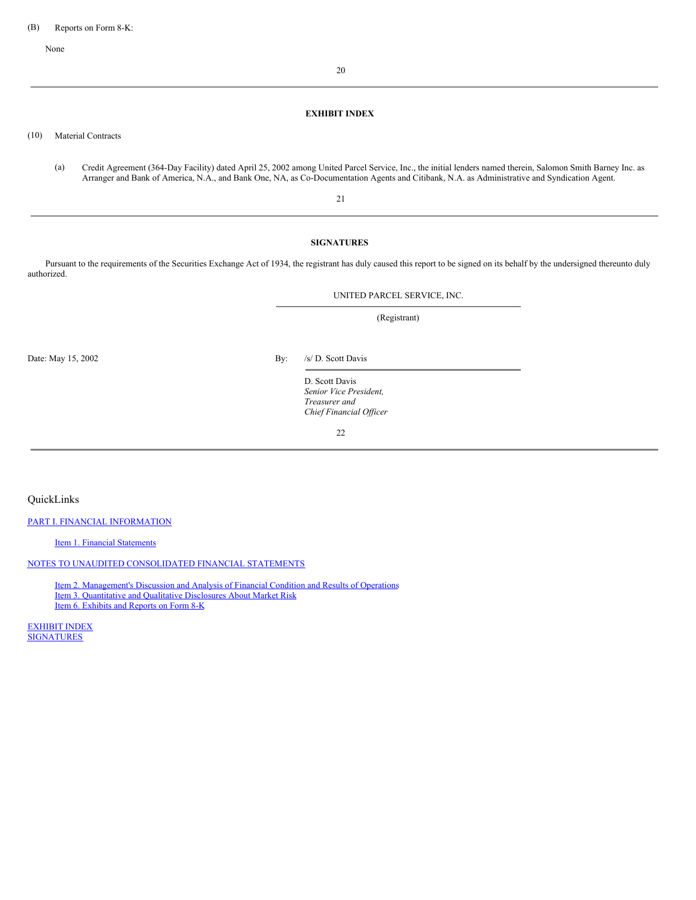(B) Reports on Form 8-K:

None

## EXHIBIT INDEX

(10) Material Contracts

(a) Credit Agreement (364-Day Facility) dated April 25, 2002 among United Parcel Service, Inc., the initial lenders named therein, Salomon Smith Barney Inc. as Arranger and Bank of America, N.A., and Bank One, NA, as Co-Documentation Agents and Citibank, N.A. as Administrative and Syndication Agent.

## SIGNATURES

Pursuant to the requirements of the Securities Exchange Act of 1934, the registrant has duly caused this report to be signed on its behalf by the undersigned thereunto duly authorized.

UNITED PARCEL SERVICE, INC.

(Registrant)

Date: May 15, 2002

By: /s/ D. Scott Davis

D. Scott Davis
*Senior Vice President,*
*Treasurer and*
*Chief Financial Officer*

QuickLinks

PART I. FINANCIAL INFORMATION

Item 1. Financial Statements

NOTES TO UNAUDITED CONSOLIDATED FINANCIAL STATEMENTS

Item 2. Management's Discussion and Analysis of Financial Condition and Results of Operations
Item 3. Quantitative and Qualitative Disclosures About Market Risk
Item 6. Exhibits and Reports on Form 8-K

EXHIBIT INDEX
SIGNATURES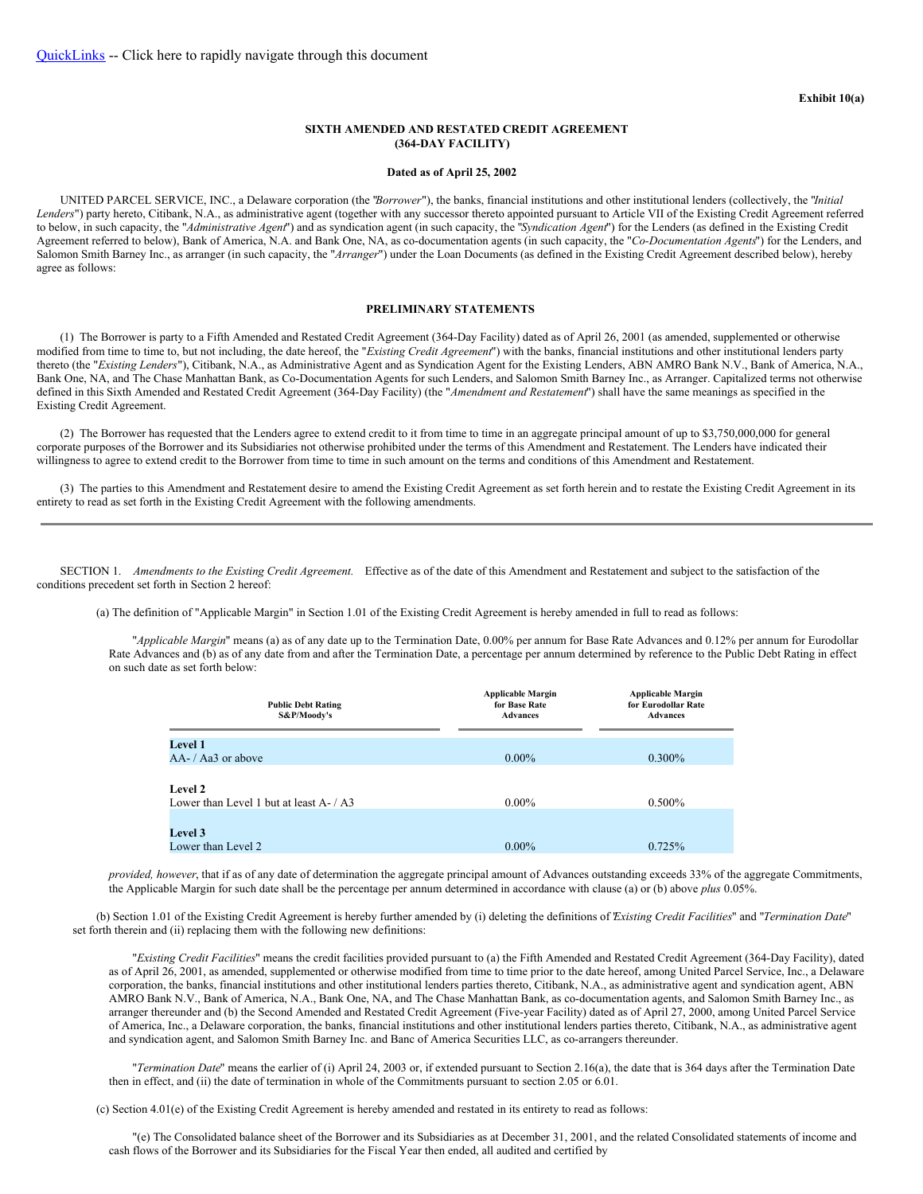[QuickLinks](#) -- Click here to rapidly navigate through this document

**Exhibit 10(a)**

**SIXTH AMENDED AND RESTATED CREDIT AGREEMENT**
**(364-DAY FACILITY)**

**Dated as of April 25, 2002**

UNITED PARCEL SERVICE, INC., a Delaware corporation (the "*Borrower*"), the banks, financial institutions and other institutional lenders (collectively, the "*Initial Lenders*") party hereto, Citibank, N.A., as administrative agent (together with any successor thereto appointed pursuant to Article VII of the Existing Credit Agreement referred to below, in such capacity, the "*Administrative Agent*") and as syndication agent (in such capacity, the "*Syndication Agent*") for the Lenders (as defined in the Existing Credit Agreement referred to below), Bank of America, N.A. and Bank One, NA, as co-documentation agents (in such capacity, the "*Co-Documentation Agents*") for the Lenders, and Salomon Smith Barney Inc., as arranger (in such capacity, the "*Arranger*") under the Loan Documents (as defined in the Existing Credit Agreement described below), hereby agree as follows:

**PRELIMINARY STATEMENTS**

(1) The Borrower is party to a Fifth Amended and Restated Credit Agreement (364-Day Facility) dated as of April 26, 2001 (as amended, supplemented or otherwise modified from time to time to, but not including, the date hereof, the "*Existing Credit Agreement*") with the banks, financial institutions and other institutional lenders party thereto (the "*Existing Lenders*"), Citibank, N.A., as Administrative Agent and as Syndication Agent for the Existing Lenders, ABN AMRO Bank N.V., Bank of America, N.A., Bank One, NA, and The Chase Manhattan Bank, as Co-Documentation Agents for such Lenders, and Salomon Smith Barney Inc., as Arranger. Capitalized terms not otherwise defined in this Sixth Amended and Restated Credit Agreement (364-Day Facility) (the "*Amendment and Restatement*") shall have the same meanings as specified in the Existing Credit Agreement.

(2) The Borrower has requested that the Lenders agree to extend credit to it from time to time in an aggregate principal amount of up to $3,750,000,000 for general corporate purposes of the Borrower and its Subsidiaries not otherwise prohibited under the terms of this Amendment and Restatement. The Lenders have indicated their willingness to agree to extend credit to the Borrower from time to time in such amount on the terms and conditions of this Amendment and Restatement.

(3) The parties to this Amendment and Restatement desire to amend the Existing Credit Agreement as set forth herein and to restate the Existing Credit Agreement in its entirety to read as set forth in the Existing Credit Agreement with the following amendments.

---

SECTION 1. *Amendments to the Existing Credit Agreement.* Effective as of the date of this Amendment and Restatement and subject to the satisfaction of the conditions precedent set forth in Section 2 hereof:

(a) The definition of "Applicable Margin" in Section 1.01 of the Existing Credit Agreement is hereby amended in full to read as follows:

"*Applicable Margin*" means (a) as of any date up to the Termination Date, 0.00% per annum for Base Rate Advances and 0.12% per annum for Eurodollar Rate Advances and (b) as of any date from and after the Termination Date, a percentage per annum determined by reference to the Public Debt Rating in effect on such date as set forth below:

| Public Debt Rating S&P/Moody's | Applicable Margin for Base Rate Advances | Applicable Margin for Eurodollar Rate Advances |
|---|---|---|
| **Level 1** AA- / Aa3 or above | 0.00% | 0.300% |
| **Level 2** Lower than Level 1 but at least A- / A3 | 0.00% | 0.500% |
| **Level 3** Lower than Level 2 | 0.00% | 0.725% |

*provided, however*, that if as of any date of determination the aggregate principal amount of Advances outstanding exceeds 33% of the aggregate Commitments, the Applicable Margin for such date shall be the percentage per annum determined in accordance with clause (a) or (b) above *plus* 0.05%.

(b) Section 1.01 of the Existing Credit Agreement is hereby further amended by (i) deleting the definitions of "*Existing Credit Facilities*" and "*Termination Date*" set forth therein and (ii) replacing them with the following new definitions:

"*Existing Credit Facilities*" means the credit facilities provided pursuant to (a) the Fifth Amended and Restated Credit Agreement (364-Day Facility), dated as of April 26, 2001, as amended, supplemented or otherwise modified from time to time prior to the date hereof, among United Parcel Service, Inc., a Delaware corporation, the banks, financial institutions and other institutional lenders parties thereto, Citibank, N.A., as administrative agent and syndication agent, ABN AMRO Bank N.V., Bank of America, N.A., Bank One, NA, and The Chase Manhattan Bank, as co-documentation agents, and Salomon Smith Barney Inc., as arranger thereunder and (b) the Second Amended and Restated Credit Agreement (Five-year Facility) dated as of April 27, 2000, among United Parcel Service of America, Inc., a Delaware corporation, the banks, financial institutions and other institutional lenders parties thereto, Citibank, N.A., as administrative agent and syndication agent, and Salomon Smith Barney Inc. and Banc of America Securities LLC, as co-arrangers thereunder.

"*Termination Date*" means the earlier of (i) April 24, 2003 or, if extended pursuant to Section 2.16(a), the date that is 364 days after the Termination Date then in effect, and (ii) the date of termination in whole of the Commitments pursuant to section 2.05 or 6.01.

(c) Section 4.01(e) of the Existing Credit Agreement is hereby amended and restated in its entirety to read as follows:

"(e) The Consolidated balance sheet of the Borrower and its Subsidiaries as at December 31, 2001, and the related Consolidated statements of income and cash flows of the Borrower and its Subsidiaries for the Fiscal Year then ended, all audited and certified by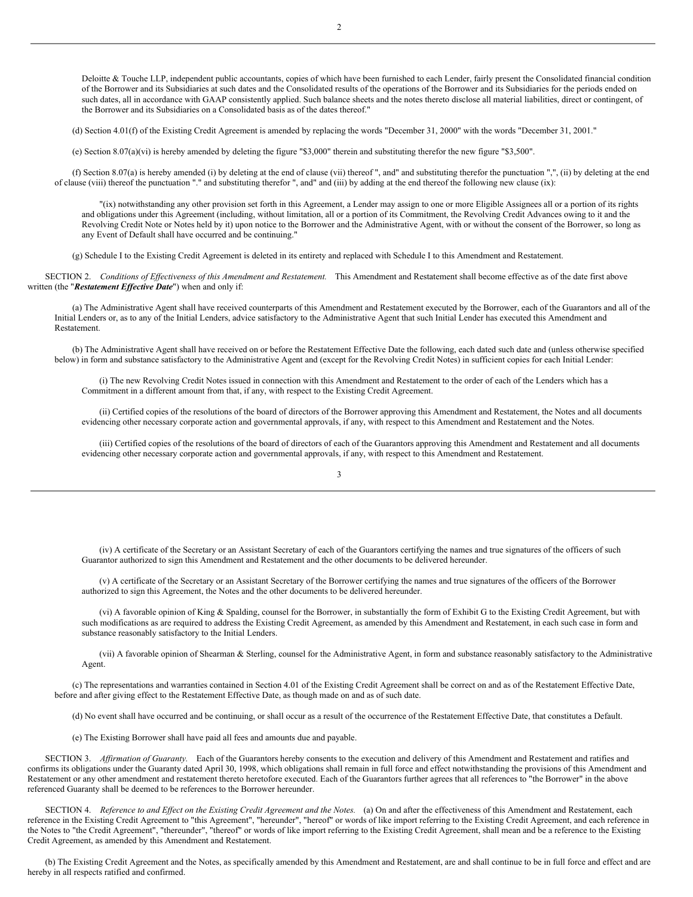Deloitte & Touche LLP, independent public accountants, copies of which have been furnished to each Lender, fairly present the Consolidated financial condition of the Borrower and its Subsidiaries at such dates and the Consolidated results of the operations of the Borrower and its Subsidiaries for the periods ended on such dates, all in accordance with GAAP consistently applied. Such balance sheets and the notes thereto disclose all material liabilities, direct or contingent, of the Borrower and its Subsidiaries on a Consolidated basis as of the dates thereof."

(d) Section 4.01(f) of the Existing Credit Agreement is amended by replacing the words "December 31, 2000" with the words "December 31, 2001."

(e) Section 8.07(a)(vi) is hereby amended by deleting the figure "$3,000" therein and substituting therefor the new figure "$3,500".

(f) Section 8.07(a) is hereby amended (i) by deleting at the end of clause (vii) thereof ", and" and substituting therefor the punctuation ",", (ii) by deleting at the end of clause (viii) thereof the punctuation "." and substituting therefor ", and" and (iii) by adding at the end thereof the following new clause (ix):

"(ix) notwithstanding any other provision set forth in this Agreement, a Lender may assign to one or more Eligible Assignees all or a portion of its rights and obligations under this Agreement (including, without limitation, all or a portion of its Commitment, the Revolving Credit Advances owing to it and the Revolving Credit Note or Notes held by it) upon notice to the Borrower and the Administrative Agent, with or without the consent of the Borrower, so long as any Event of Default shall have occurred and be continuing."

(g) Schedule I to the Existing Credit Agreement is deleted in its entirety and replaced with Schedule I to this Amendment and Restatement.

SECTION 2. *Conditions of Effectiveness of this Amendment and Restatement.* This Amendment and Restatement shall become effective as of the date first above written (the "***Restatement Effective Date***") when and only if:

(a) The Administrative Agent shall have received counterparts of this Amendment and Restatement executed by the Borrower, each of the Guarantors and all of the Initial Lenders or, as to any of the Initial Lenders, advice satisfactory to the Administrative Agent that such Initial Lender has executed this Amendment and Restatement.

(b) The Administrative Agent shall have received on or before the Restatement Effective Date the following, each dated such date and (unless otherwise specified below) in form and substance satisfactory to the Administrative Agent and (except for the Revolving Credit Notes) in sufficient copies for each Initial Lender:

(i) The new Revolving Credit Notes issued in connection with this Amendment and Restatement to the order of each of the Lenders which has a Commitment in a different amount from that, if any, with respect to the Existing Credit Agreement.

(ii) Certified copies of the resolutions of the board of directors of the Borrower approving this Amendment and Restatement, the Notes and all documents evidencing other necessary corporate action and governmental approvals, if any, with respect to this Amendment and Restatement and the Notes.

(iii) Certified copies of the resolutions of the board of directors of each of the Guarantors approving this Amendment and Restatement and all documents evidencing other necessary corporate action and governmental approvals, if any, with respect to this Amendment and Restatement.

(iv) A certificate of the Secretary or an Assistant Secretary of each of the Guarantors certifying the names and true signatures of the officers of such Guarantor authorized to sign this Amendment and Restatement and the other documents to be delivered hereunder.

(v) A certificate of the Secretary or an Assistant Secretary of the Borrower certifying the names and true signatures of the officers of the Borrower authorized to sign this Agreement, the Notes and the other documents to be delivered hereunder.

(vi) A favorable opinion of King & Spalding, counsel for the Borrower, in substantially the form of Exhibit G to the Existing Credit Agreement, but with such modifications as are required to address the Existing Credit Agreement, as amended by this Amendment and Restatement, in each such case in form and substance reasonably satisfactory to the Initial Lenders.

(vii) A favorable opinion of Shearman & Sterling, counsel for the Administrative Agent, in form and substance reasonably satisfactory to the Administrative Agent.

(c) The representations and warranties contained in Section 4.01 of the Existing Credit Agreement shall be correct on and as of the Restatement Effective Date, before and after giving effect to the Restatement Effective Date, as though made on and as of such date.

(d) No event shall have occurred and be continuing, or shall occur as a result of the occurrence of the Restatement Effective Date, that constitutes a Default.

(e) The Existing Borrower shall have paid all fees and amounts due and payable.

SECTION 3. *Affirmation of Guaranty.* Each of the Guarantors hereby consents to the execution and delivery of this Amendment and Restatement and ratifies and confirms its obligations under the Guaranty dated April 30, 1998, which obligations shall remain in full force and effect notwithstanding the provisions of this Amendment and Restatement or any other amendment and restatement thereto heretofore executed. Each of the Guarantors further agrees that all references to "the Borrower" in the above referenced Guaranty shall be deemed to be references to the Borrower hereunder.

SECTION 4. *Reference to and Effect on the Existing Credit Agreement and the Notes.* (a) On and after the effectiveness of this Amendment and Restatement, each reference in the Existing Credit Agreement to "this Agreement", "hereunder", "hereof" or words of like import referring to the Existing Credit Agreement, and each reference in the Notes to "the Credit Agreement", "thereunder", "thereof" or words of like import referring to the Existing Credit Agreement, shall mean and be a reference to the Existing Credit Agreement, as amended by this Amendment and Restatement.

(b) The Existing Credit Agreement and the Notes, as specifically amended by this Amendment and Restatement, are and shall continue to be in full force and effect and are hereby in all respects ratified and confirmed.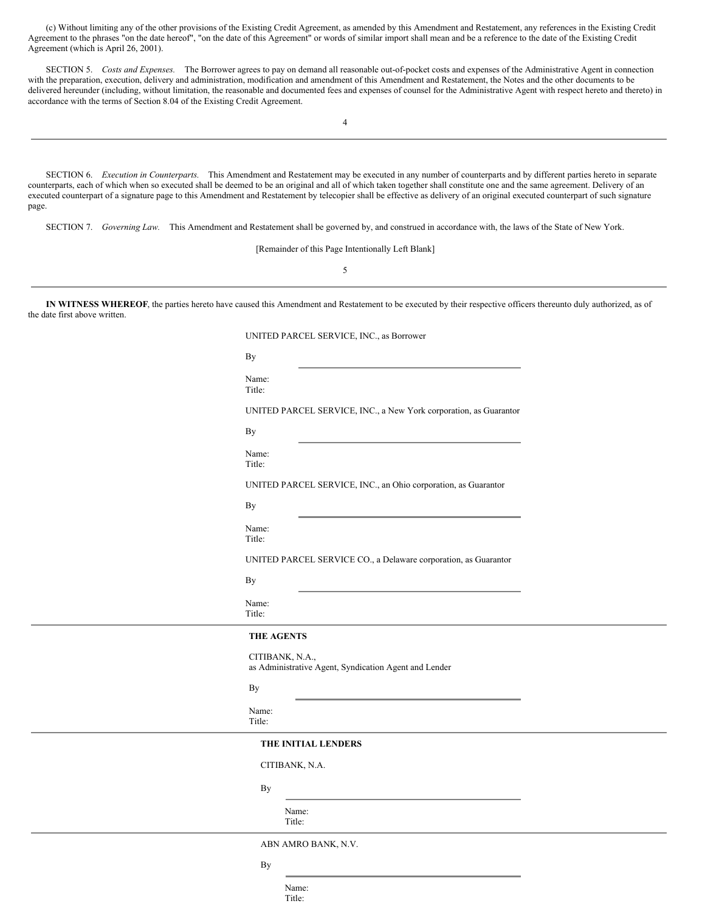(c) Without limiting any of the other provisions of the Existing Credit Agreement, as amended by this Amendment and Restatement, any references in the Existing Credit Agreement to the phrases "on the date hereof", "on the date of this Agreement" or words of similar import shall mean and be a reference to the date of the Existing Credit Agreement (which is April 26, 2001).

SECTION 5. *Costs and Expenses.* The Borrower agrees to pay on demand all reasonable out-of-pocket costs and expenses of the Administrative Agent in connection with the preparation, execution, delivery and administration, modification and amendment of this Amendment and Restatement, the Notes and the other documents to be delivered hereunder (including, without limitation, the reasonable and documented fees and expenses of counsel for the Administrative Agent with respect hereto and thereto) in accordance with the terms of Section 8.04 of the Existing Credit Agreement.

SECTION 6. *Execution in Counterparts.* This Amendment and Restatement may be executed in any number of counterparts and by different parties hereto in separate counterparts, each of which when so executed shall be deemed to be an original and all of which taken together shall constitute one and the same agreement. Delivery of an executed counterpart of a signature page to this Amendment and Restatement by telecopier shall be effective as delivery of an original executed counterpart of such signature page.

SECTION 7. *Governing Law.* This Amendment and Restatement shall be governed by, and construed in accordance with, the laws of the State of New York.

[Remainder of this Page Intentionally Left Blank]

**IN WITNESS WHEREOF**, the parties hereto have caused this Amendment and Restatement to be executed by their respective officers thereunto duly authorized, as of the date first above written.

UNITED PARCEL SERVICE, INC., as Borrower

By \_\_\_\_\_\_\_\_\_\_\_\_\_\_\_\_\_\_\_\_\_\_\_\_\_\_\_\_\_\_\_\_\_\_\_\_

Name:
Title:

UNITED PARCEL SERVICE, INC., a New York corporation, as Guarantor

By \_\_\_\_\_\_\_\_\_\_\_\_\_\_\_\_\_\_\_\_\_\_\_\_\_\_\_\_\_\_\_\_\_\_\_\_

Name:
Title:

UNITED PARCEL SERVICE, INC., an Ohio corporation, as Guarantor

By \_\_\_\_\_\_\_\_\_\_\_\_\_\_\_\_\_\_\_\_\_\_\_\_\_\_\_\_\_\_\_\_\_\_\_\_

Name:
Title:

UNITED PARCEL SERVICE CO., a Delaware corporation, as Guarantor

By \_\_\_\_\_\_\_\_\_\_\_\_\_\_\_\_\_\_\_\_\_\_\_\_\_\_\_\_\_\_\_\_\_\_\_\_

Name:
Title:

**THE AGENTS**

CITIBANK, N.A.,
as Administrative Agent, Syndication Agent and Lender

By \_\_\_\_\_\_\_\_\_\_\_\_\_\_\_\_\_\_\_\_\_\_\_\_\_\_\_\_\_\_\_\_\_\_\_\_

Name:
Title:

**THE INITIAL LENDERS**

CITIBANK, N.A.

By \_\_\_\_\_\_\_\_\_\_\_\_\_\_\_\_\_\_\_\_\_\_\_\_\_\_\_\_\_\_\_\_\_\_\_\_

Name:
Title:

ABN AMRO BANK, N.V.

By \_\_\_\_\_\_\_\_\_\_\_\_\_\_\_\_\_\_\_\_\_\_\_\_\_\_\_\_\_\_\_\_\_\_\_\_

Name:
Title: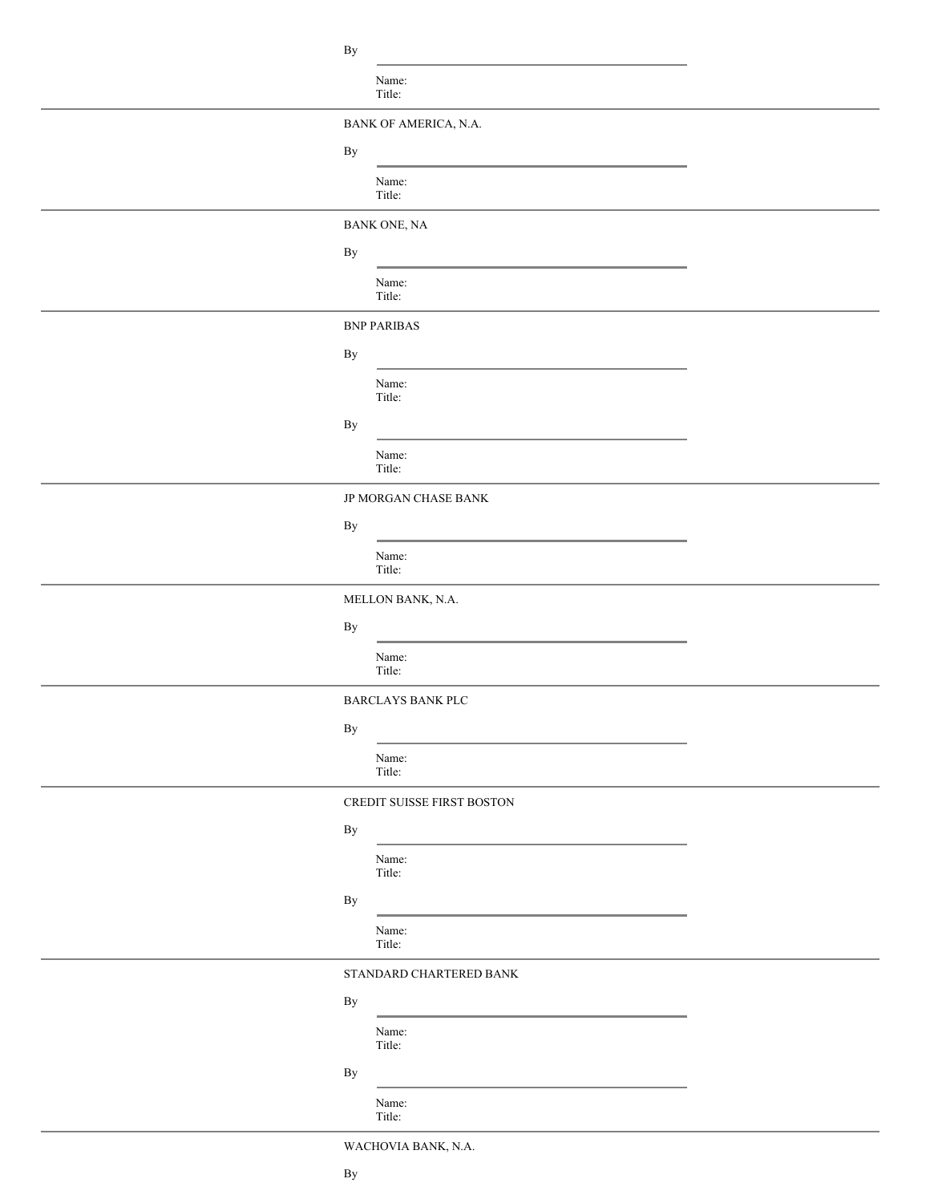By \_\_\_\_\_\_\_\_\_\_\_\_\_\_\_\_\_\_\_\_\_\_\_\_\_\_\_\_\_\_\_\_\_\_\_\_\_\_\_\_

Name:
Title:

---

BANK OF AMERICA, N.A.

By \_\_\_\_\_\_\_\_\_\_\_\_\_\_\_\_\_\_\_\_\_\_\_\_\_\_\_\_\_\_\_\_\_\_\_\_\_\_\_\_

Name:
Title:

---

BANK ONE, NA

By \_\_\_\_\_\_\_\_\_\_\_\_\_\_\_\_\_\_\_\_\_\_\_\_\_\_\_\_\_\_\_\_\_\_\_\_\_\_\_\_

Name:
Title:

---

BNP PARIBAS

By \_\_\_\_\_\_\_\_\_\_\_\_\_\_\_\_\_\_\_\_\_\_\_\_\_\_\_\_\_\_\_\_\_\_\_\_\_\_\_\_

Name:
Title:

By \_\_\_\_\_\_\_\_\_\_\_\_\_\_\_\_\_\_\_\_\_\_\_\_\_\_\_\_\_\_\_\_\_\_\_\_\_\_\_\_

Name:
Title:

---

JP MORGAN CHASE BANK

By \_\_\_\_\_\_\_\_\_\_\_\_\_\_\_\_\_\_\_\_\_\_\_\_\_\_\_\_\_\_\_\_\_\_\_\_\_\_\_\_

Name:
Title:

---

MELLON BANK, N.A.

By \_\_\_\_\_\_\_\_\_\_\_\_\_\_\_\_\_\_\_\_\_\_\_\_\_\_\_\_\_\_\_\_\_\_\_\_\_\_\_\_

Name:
Title:

---

BARCLAYS BANK PLC

By \_\_\_\_\_\_\_\_\_\_\_\_\_\_\_\_\_\_\_\_\_\_\_\_\_\_\_\_\_\_\_\_\_\_\_\_\_\_\_\_

Name:
Title:

---

CREDIT SUISSE FIRST BOSTON

By \_\_\_\_\_\_\_\_\_\_\_\_\_\_\_\_\_\_\_\_\_\_\_\_\_\_\_\_\_\_\_\_\_\_\_\_\_\_\_\_

Name:
Title:

By \_\_\_\_\_\_\_\_\_\_\_\_\_\_\_\_\_\_\_\_\_\_\_\_\_\_\_\_\_\_\_\_\_\_\_\_\_\_\_\_

Name:
Title:

---

STANDARD CHARTERED BANK

By \_\_\_\_\_\_\_\_\_\_\_\_\_\_\_\_\_\_\_\_\_\_\_\_\_\_\_\_\_\_\_\_\_\_\_\_\_\_\_\_

Name:
Title:

By \_\_\_\_\_\_\_\_\_\_\_\_\_\_\_\_\_\_\_\_\_\_\_\_\_\_\_\_\_\_\_\_\_\_\_\_\_\_\_\_

Name:
Title:

---

WACHOVIA BANK, N.A.

By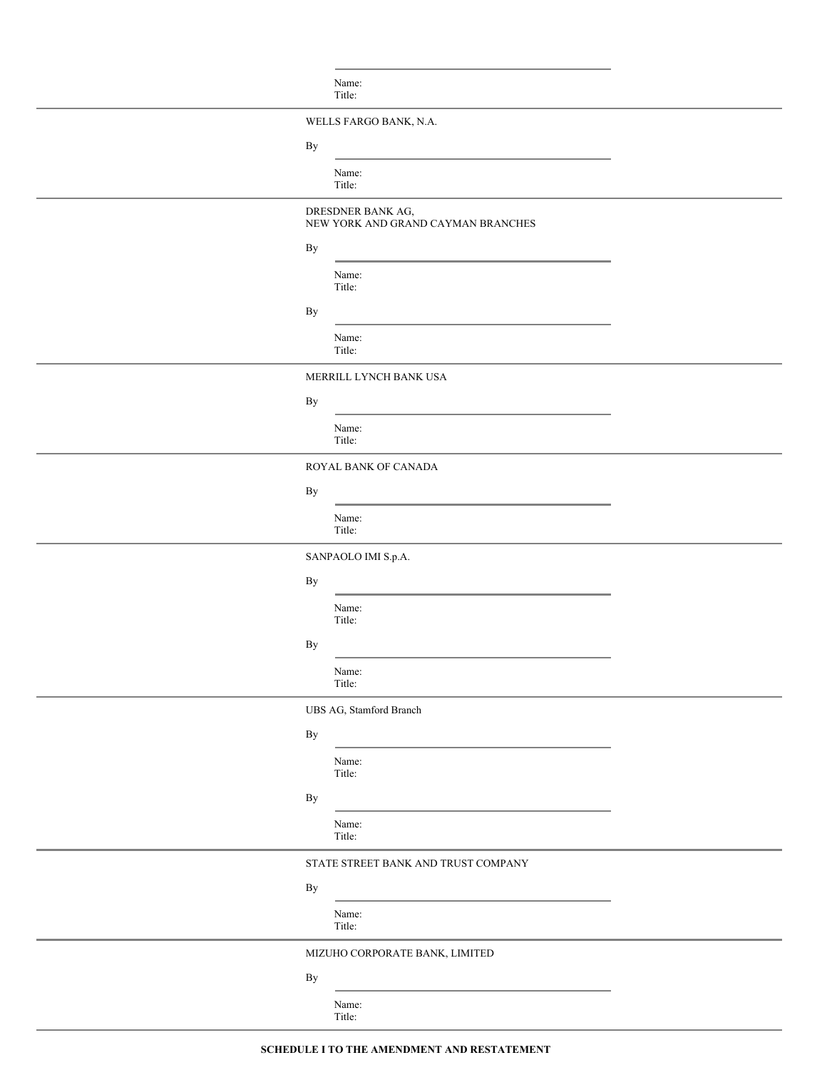Name:
Title:

---

WELLS FARGO BANK, N.A.

By \_\_\_\_\_\_\_\_\_\_\_\_\_\_\_\_\_\_\_\_\_\_\_\_\_\_\_\_\_\_

Name:
Title:

---

DRESDNER BANK AG,
NEW YORK AND GRAND CAYMAN BRANCHES

By \_\_\_\_\_\_\_\_\_\_\_\_\_\_\_\_\_\_\_\_\_\_\_\_\_\_\_\_\_\_

Name:
Title:

By \_\_\_\_\_\_\_\_\_\_\_\_\_\_\_\_\_\_\_\_\_\_\_\_\_\_\_\_\_\_

Name:
Title:

---

MERRILL LYNCH BANK USA

By \_\_\_\_\_\_\_\_\_\_\_\_\_\_\_\_\_\_\_\_\_\_\_\_\_\_\_\_\_\_

Name:
Title:

---

ROYAL BANK OF CANADA

By \_\_\_\_\_\_\_\_\_\_\_\_\_\_\_\_\_\_\_\_\_\_\_\_\_\_\_\_\_\_

Name:
Title:

---

SANPAOLO IMI S.p.A.

By \_\_\_\_\_\_\_\_\_\_\_\_\_\_\_\_\_\_\_\_\_\_\_\_\_\_\_\_\_\_

Name:
Title:

By \_\_\_\_\_\_\_\_\_\_\_\_\_\_\_\_\_\_\_\_\_\_\_\_\_\_\_\_\_\_

Name:
Title:

---

UBS AG, Stamford Branch

By \_\_\_\_\_\_\_\_\_\_\_\_\_\_\_\_\_\_\_\_\_\_\_\_\_\_\_\_\_\_

Name:
Title:

By \_\_\_\_\_\_\_\_\_\_\_\_\_\_\_\_\_\_\_\_\_\_\_\_\_\_\_\_\_\_

Name:
Title:

---

STATE STREET BANK AND TRUST COMPANY

By \_\_\_\_\_\_\_\_\_\_\_\_\_\_\_\_\_\_\_\_\_\_\_\_\_\_\_\_\_\_

Name:
Title:

---

MIZUHO CORPORATE BANK, LIMITED

By \_\_\_\_\_\_\_\_\_\_\_\_\_\_\_\_\_\_\_\_\_\_\_\_\_\_\_\_\_\_

Name:
Title:

---

**SCHEDULE I TO THE AMENDMENT AND RESTATEMENT**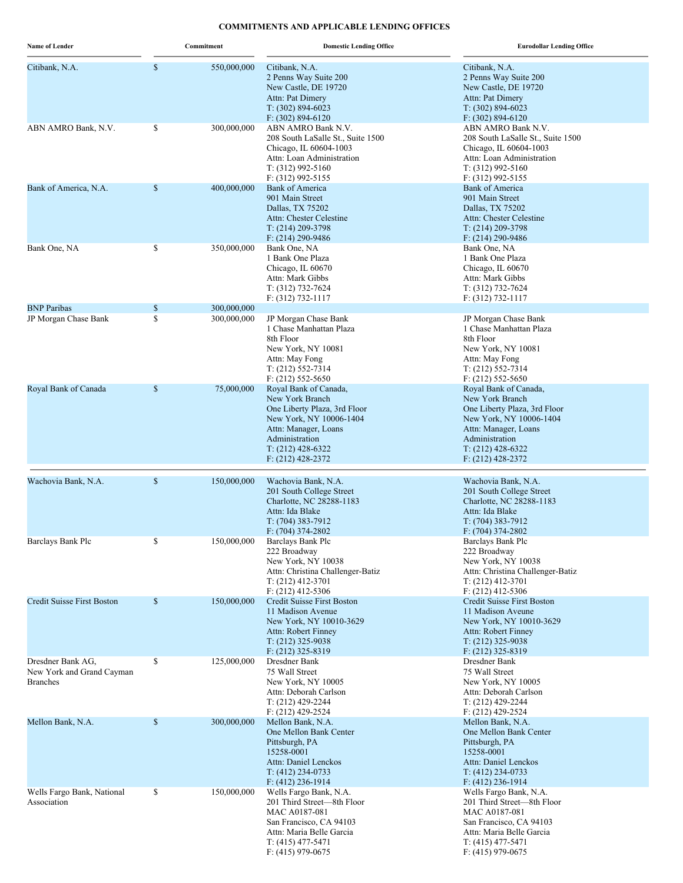## COMMITMENTS AND APPLICABLE LENDING OFFICES

| Name of Lender | Commitment | Domestic Lending Office | Eurodollar Lending Office |
|---|---|---|---|
| Citibank, N.A. | $ 550,000,000 | Citibank, N.A.<br>2 Penns Way Suite 200<br>New Castle, DE 19720<br>Attn: Pat Dimery<br>T: (302) 894-6023<br>F: (302) 894-6120 | Citibank, N.A.<br>2 Penns Way Suite 200<br>New Castle, DE 19720<br>Attn: Pat Dimery<br>T: (302) 894-6023<br>F: (302) 894-6120 |
| ABN AMRO Bank, N.V. | $ 300,000,000 | ABN AMRO Bank N.V.<br>208 South LaSalle St., Suite 1500<br>Chicago, IL 60604-1003<br>Attn: Loan Administration<br>T: (312) 992-5160<br>F: (312) 992-5155 | ABN AMRO Bank N.V.<br>208 South LaSalle St., Suite 1500<br>Chicago, IL 60604-1003<br>Attn: Loan Administration<br>T: (312) 992-5160<br>F: (312) 992-5155 |
| Bank of America, N.A. | $ 400,000,000 | Bank of America<br>901 Main Street<br>Dallas, TX 75202<br>Attn: Chester Celestine<br>T: (214) 209-3798<br>F: (214) 290-9486 | Bank of America<br>901 Main Street<br>Dallas, TX 75202<br>Attn: Chester Celestine<br>T: (214) 209-3798<br>F: (214) 290-9486 |
| Bank One, NA | $ 350,000,000 | Bank One, NA<br>1 Bank One Plaza<br>Chicago, IL 60670<br>Attn: Mark Gibbs<br>T: (312) 732-7624<br>F: (312) 732-1117 | Bank One, NA<br>1 Bank One Plaza<br>Chicago, IL 60670<br>Attn: Mark Gibbs<br>T: (312) 732-7624<br>F: (312) 732-1117 |
| BNP Paribas | $ 300,000,000 | | |
| JP Morgan Chase Bank | $ 300,000,000 | JP Morgan Chase Bank<br>1 Chase Manhattan Plaza<br>8th Floor<br>New York, NY 10081<br>Attn: May Fong<br>T: (212) 552-7314<br>F: (212) 552-5650 | JP Morgan Chase Bank<br>1 Chase Manhattan Plaza<br>8th Floor<br>New York, NY 10081<br>Attn: May Fong<br>T: (212) 552-7314<br>F: (212) 552-5650 |
| Royal Bank of Canada | $ 75,000,000 | Royal Bank of Canada,<br>New York Branch<br>One Liberty Plaza, 3rd Floor<br>New York, NY 10006-1404<br>Attn: Manager, Loans Administration<br>T: (212) 428-6322<br>F: (212) 428-2372 | Royal Bank of Canada,<br>New York Branch<br>One Liberty Plaza, 3rd Floor<br>New York, NY 10006-1404<br>Attn: Manager, Loans Administration<br>T: (212) 428-6322<br>F: (212) 428-2372 |
| Wachovia Bank, N.A. | $ 150,000,000 | Wachovia Bank, N.A.<br>201 South College Street<br>Charlotte, NC 28288-1183<br>Attn: Ida Blake<br>T: (704) 383-7912<br>F: (704) 374-2802 | Wachovia Bank, N.A.<br>201 South College Street<br>Charlotte, NC 28288-1183<br>Attn: Ida Blake<br>T: (704) 383-7912<br>F: (704) 374-2802 |
| Barclays Bank Plc | $ 150,000,000 | Barclays Bank Plc<br>222 Broadway<br>New York, NY 10038<br>Attn: Christina Challenger-Batiz<br>T: (212) 412-3701<br>F: (212) 412-5306 | Barclays Bank Plc<br>222 Broadway<br>New York, NY 10038<br>Attn: Christina Challenger-Batiz<br>T: (212) 412-3701<br>F: (212) 412-5306 |
| Credit Suisse First Boston | $ 150,000,000 | Credit Suisse First Boston<br>11 Madison Avenue<br>New York, NY 10010-3629<br>Attn: Robert Finney<br>T: (212) 325-9038<br>F: (212) 325-8319 | Credit Suisse First Boston<br>11 Madison Aveune<br>New York, NY 10010-3629<br>Attn: Robert Finney<br>T: (212) 325-9038<br>F: (212) 325-8319 |
| Dresdner Bank AG, New York and Grand Cayman Branches | $ 125,000,000 | Dresdner Bank<br>75 Wall Street<br>New York, NY 10005<br>Attn: Deborah Carlson<br>T: (212) 429-2244<br>F: (212) 429-2524 | Dresdner Bank<br>75 Wall Street<br>New York, NY 10005<br>Attn: Deborah Carlson<br>T: (212) 429-2244<br>F: (212) 429-2524 |
| Mellon Bank, N.A. | $ 300,000,000 | Mellon Bank, N.A.<br>One Mellon Bank Center<br>Pittsburgh, PA<br>15258-0001<br>Attn: Daniel Lenckos<br>T: (412) 234-0733<br>F: (412) 236-1914 | Mellon Bank, N.A.<br>One Mellon Bank Center<br>Pittsburgh, PA<br>15258-0001<br>Attn: Daniel Lenckos<br>T: (412) 234-0733<br>F: (412) 236-1914 |
| Wells Fargo Bank, National Association | $ 150,000,000 | Wells Fargo Bank, N.A.<br>201 Third Street—8th Floor<br>MAC A0187-081<br>San Francisco, CA 94103<br>Attn: Maria Belle Garcia<br>T: (415) 477-5471<br>F: (415) 979-0675 | Wells Fargo Bank, N.A.<br>201 Third Street—8th Floor<br>MAC A0187-081<br>San Francisco, CA 94103<br>Attn: Maria Belle Garcia<br>T: (415) 477-5471<br>F: (415) 979-0675 |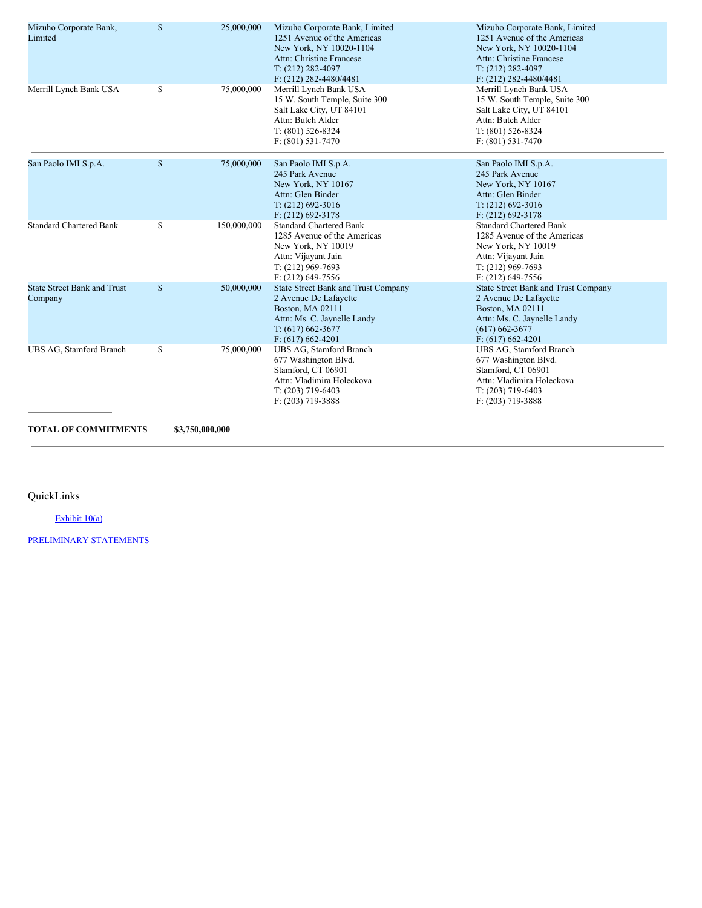| | | | | |
|---|---|---|---|---|
| Mizuho Corporate Bank, Limited | $ | 25,000,000 | Mizuho Corporate Bank, Limited<br>1251 Avenue of the Americas<br>New York, NY 10020-1104<br>Attn: Christine Francese<br>T: (212) 282-4097<br>F: (212) 282-4480/4481 | Mizuho Corporate Bank, Limited<br>1251 Avenue of the Americas<br>New York, NY 10020-1104<br>Attn: Christine Francese<br>T: (212) 282-4097<br>F: (212) 282-4480/4481 |
| Merrill Lynch Bank USA | $ | 75,000,000 | Merrill Lynch Bank USA<br>15 W. South Temple, Suite 300<br>Salt Lake City, UT 84101<br>Attn: Butch Alder<br>T: (801) 526-8324<br>F: (801) 531-7470 | Merrill Lynch Bank USA<br>15 W. South Temple, Suite 300<br>Salt Lake City, UT 84101<br>Attn: Butch Alder<br>T: (801) 526-8324<br>F: (801) 531-7470 |
| San Paolo IMI S.p.A. | $ | 75,000,000 | San Paolo IMI S.p.A.<br>245 Park Avenue<br>New York, NY 10167<br>Attn: Glen Binder<br>T: (212) 692-3016<br>F: (212) 692-3178 | San Paolo IMI S.p.A.<br>245 Park Avenue<br>New York, NY 10167<br>Attn: Glen Binder<br>T: (212) 692-3016<br>F: (212) 692-3178 |
| Standard Chartered Bank | $ | 150,000,000 | Standard Chartered Bank<br>1285 Avenue of the Americas<br>New York, NY 10019<br>Attn: Vijayant Jain<br>T: (212) 969-7693<br>F: (212) 649-7556 | Standard Chartered Bank<br>1285 Avenue of the Americas<br>New York, NY 10019<br>Attn: Vijayant Jain<br>T: (212) 969-7693<br>F: (212) 649-7556 |
| State Street Bank and Trust Company | $ | 50,000,000 | State Street Bank and Trust Company<br>2 Avenue De Lafayette<br>Boston, MA 02111<br>Attn: Ms. C. Jaynelle Landy<br>T: (617) 662-3677<br>F: (617) 662-4201 | State Street Bank and Trust Company<br>2 Avenue De Lafayette<br>Boston, MA 02111<br>Attn: Ms. C. Jaynelle Landy<br>(617) 662-3677<br>F: (617) 662-4201 |
| UBS AG, Stamford Branch | $ | 75,000,000 | UBS AG, Stamford Branch<br>677 Washington Blvd.<br>Stamford, CT 06901<br>Attn: Vladimira Holeckova<br>T: (203) 719-6403<br>F: (203) 719-3888 | UBS AG, Stamford Branch<br>677 Washington Blvd.<br>Stamford, CT 06901<br>Attn: Vladimira Holeckova<br>T: (203) 719-6403<br>F: (203) 719-3888 |

**TOTAL OF COMMITMENTS** **$3,750,000,000**

QuickLinks

Exhibit 10(a)

PRELIMINARY STATEMENTS